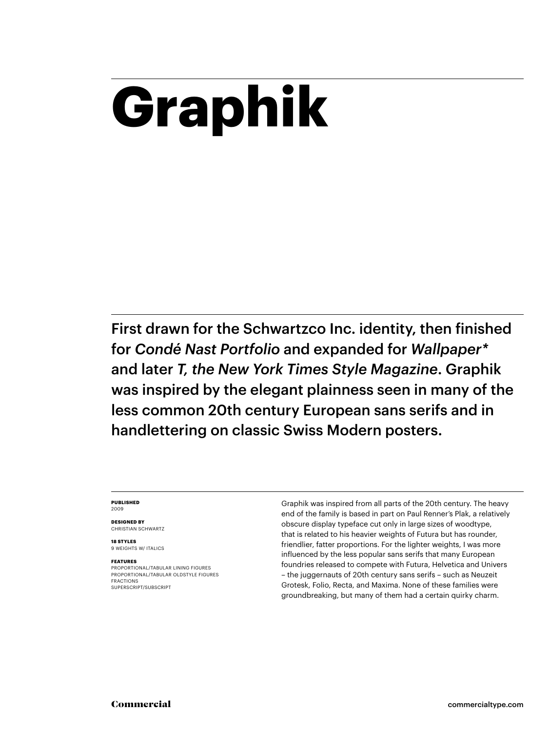# Graphik

First drawn for the Schwartzco Inc. identity, then finished for *Condé Nast Portfolio* and expanded for *Wallpaper** and later *T, the New York Times Style Magazine*. Graphik was inspired by the elegant plainness seen in many of the less common 20th century European sans serifs and in handlettering on classic Swiss Modern posters.

**PUBLISHED**
2009

**DESIGNED BY**
CHRISTIAN SCHWARTZ

**18 STYLES**
9 WEIGHTS W/ ITALICS

**FEATURES**
PROPORTIONAL/TABULAR LINING FIGURES
PROPORTIONAL/TABULAR OLDSTYLE FIGURES
FRACTIONS
SUPERSCRIPT/SUBSCRIPT

Graphik was inspired from all parts of the 20th century. The heavy end of the family is based in part on Paul Renner's Plak, a relatively obscure display typeface cut only in large sizes of woodtype, that is related to his heavier weights of Futura but has rounder, friendlier, fatter proportions. For the lighter weights, I was more influenced by the less popular sans serifs that many European foundries released to compete with Futura, Helvetica and Univers – the juggernauts of 20th century sans serifs – such as Neuzeit Grotesk, Folio, Recta, and Maxima. None of these families were groundbreaking, but many of them had a certain quirky charm.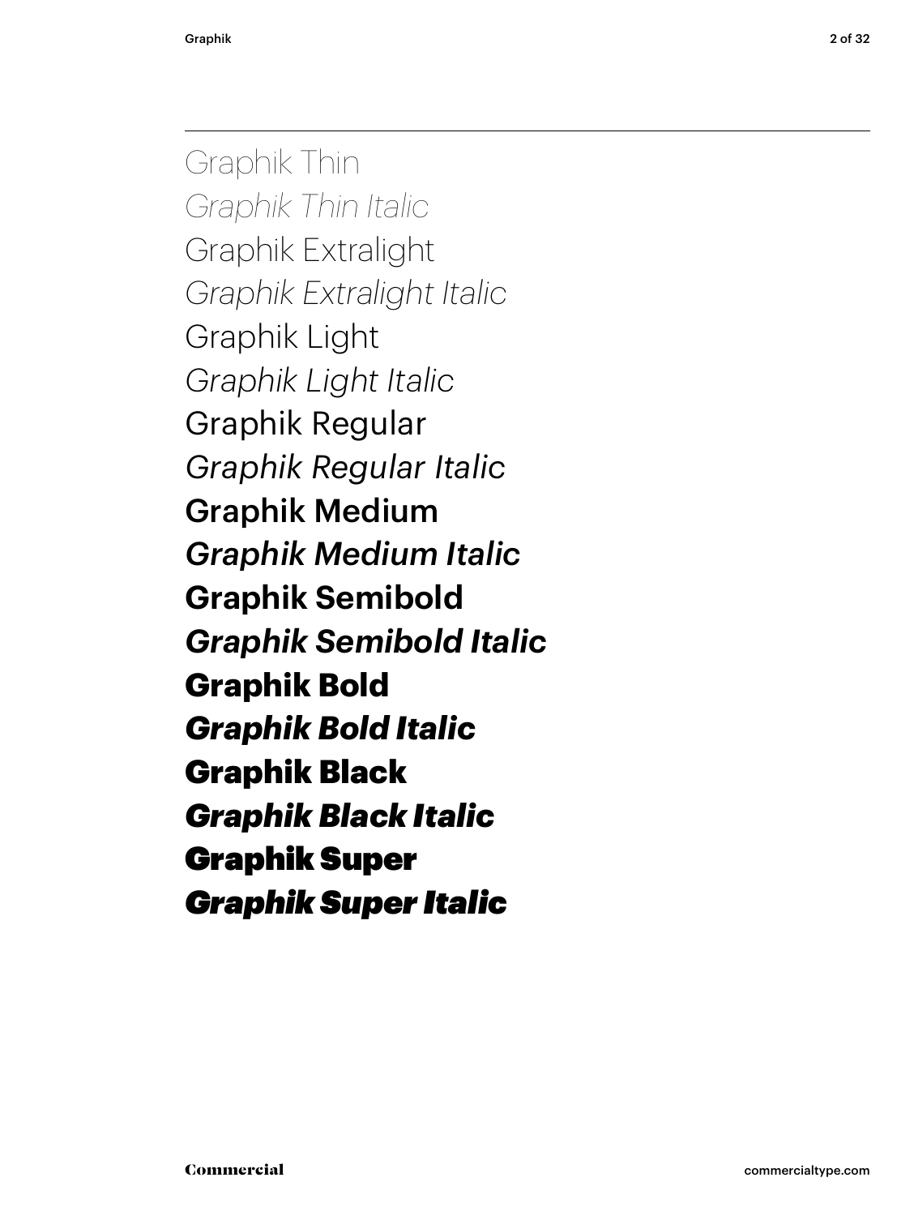Graphik Thin

*Graphik Thin Italic*

Graphik Extralight

*Graphik Extralight Italic*

Graphik Light

*Graphik Light Italic*

Graphik Regular

*Graphik Regular Italic*

**Graphik Medium**

***Graphik Medium Italic***

**Graphik Semibold**

***Graphik Semibold Italic***

**Graphik Bold**

***Graphik Bold Italic***

**Graphik Black**

***Graphik Black Italic***

**Graphik Super**

***Graphik Super Italic***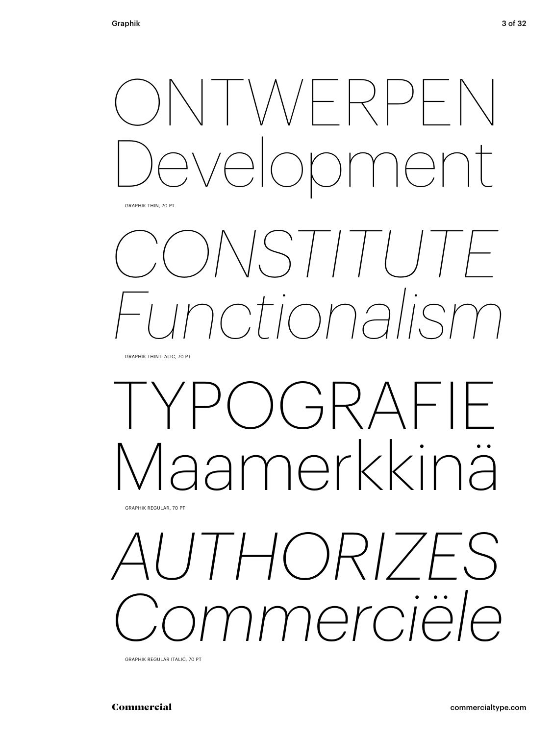# ONTWERPEN Development

GRAPHIK THIN, 70 PT

# *CONSTITUTE Functionalism*

GRAPHIK THIN ITALIC, 70 PT

# TYPOGRAFIE Maamerkkinä

GRAPHIK REGULAR, 70 PT

# *AUTHORIZES Commerciële*

GRAPHIK REGULAR ITALIC, 70 PT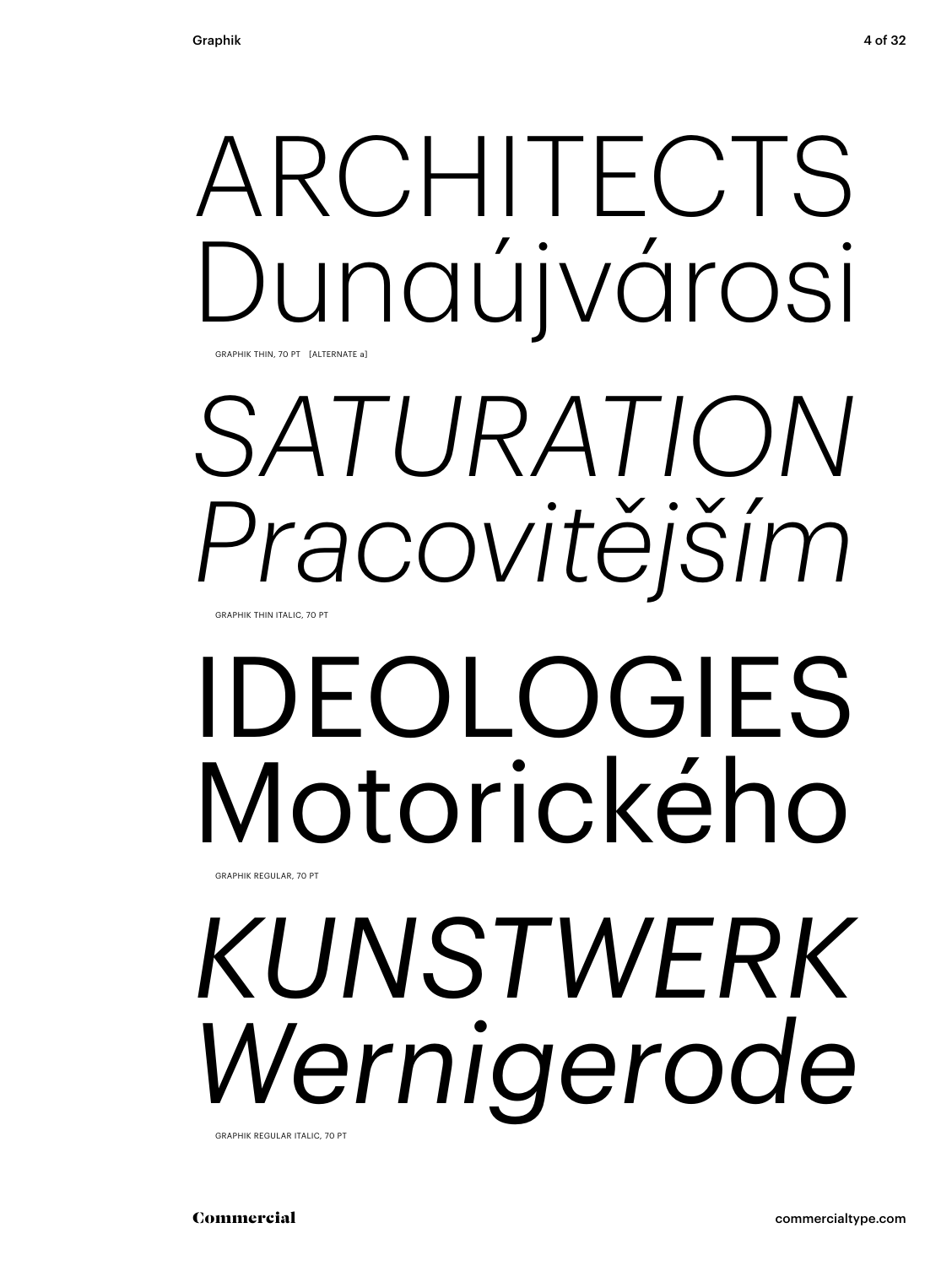ARCHITECTS
Dunaújvárosi

GRAPHIK THIN, 70 PT [ALTERNATE a]

*SATURATION*
*Pracovitějším*

GRAPHIK THIN ITALIC, 70 PT

IDEOLOGIES
Motorického

GRAPHIK REGULAR, 70 PT

*KUNSTWERK*
*Wernigerode*

GRAPHIK REGULAR ITALIC, 70 PT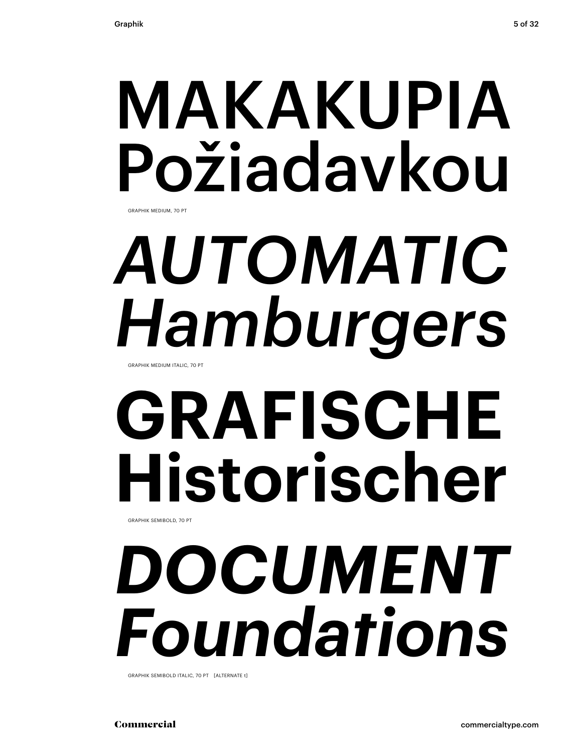MAKAKUPIA
Požiadavkou

GRAPHIK MEDIUM, 70 PT

*AUTOMATIC*
*Hamburgers*

GRAPHIK MEDIUM ITALIC, 70 PT

**GRAFISCHE**
**Historischer**

GRAPHIK SEMIBOLD, 70 PT

***DOCUMENT***
***Foundations***

GRAPHIK SEMIBOLD ITALIC, 70 PT [ALTERNATE t]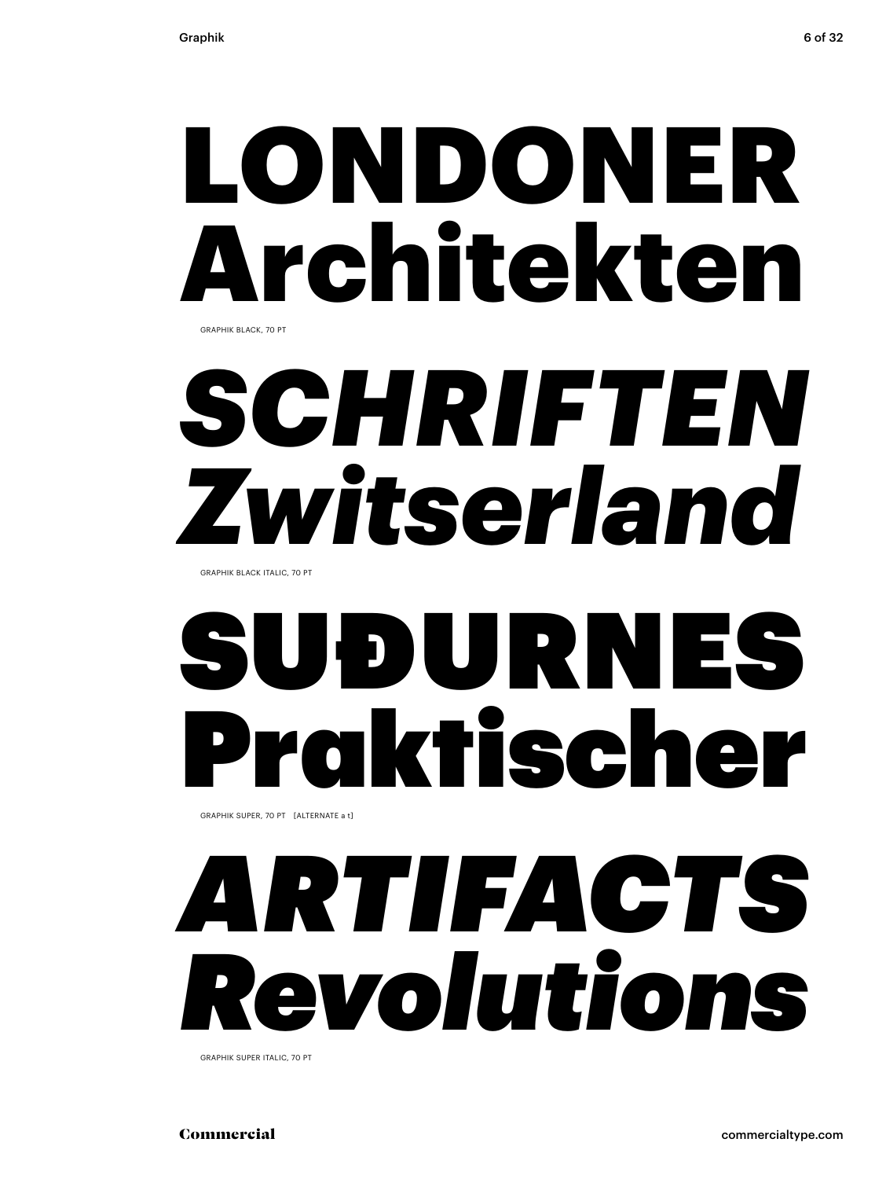**LONDONER**
**Architekten**

GRAPHIK BLACK, 70 PT

***SCHRIFTEN***
***Zwitserland***

GRAPHIK BLACK ITALIC, 70 PT

**SUÐURNES**
**Praktischer**

GRAPHIK SUPER, 70 PT [ALTERNATE a t]

***ARTIFACTS***
***Revolutions***

GRAPHIK SUPER ITALIC, 70 PT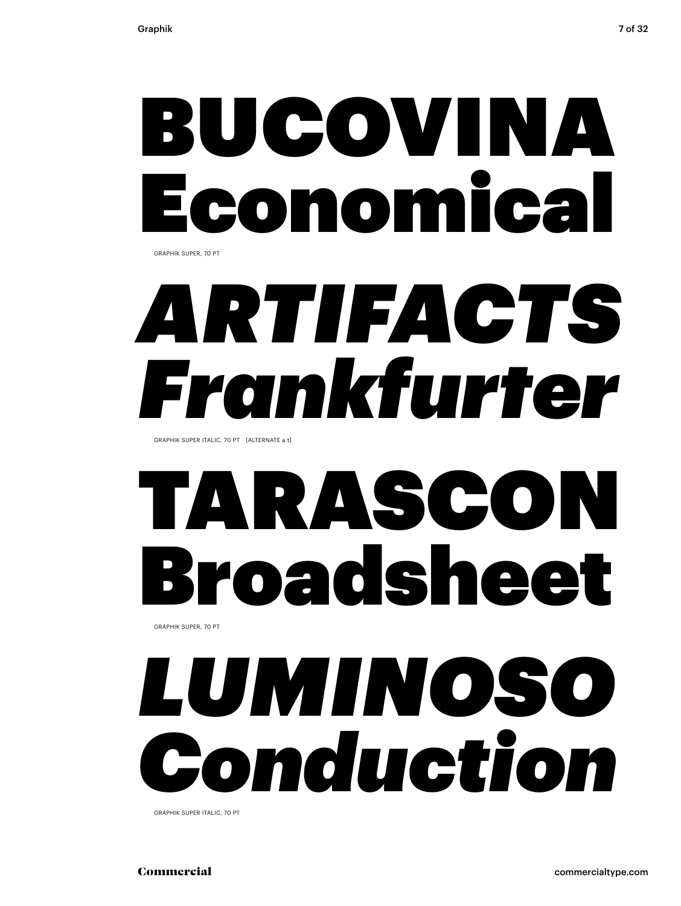# BUCOVINA Economical

GRAPHIK SUPER, 70 PT

# *ARTIFACTS Frankfurter*

GRAPHIK SUPER ITALIC, 70 PT [ALTERNATE a t]

# TARASCON Broadsheet

GRAPHIK SUPER, 70 PT

# *LUMINOSO Conduction*

GRAPHIK SUPER ITALIC, 70 PT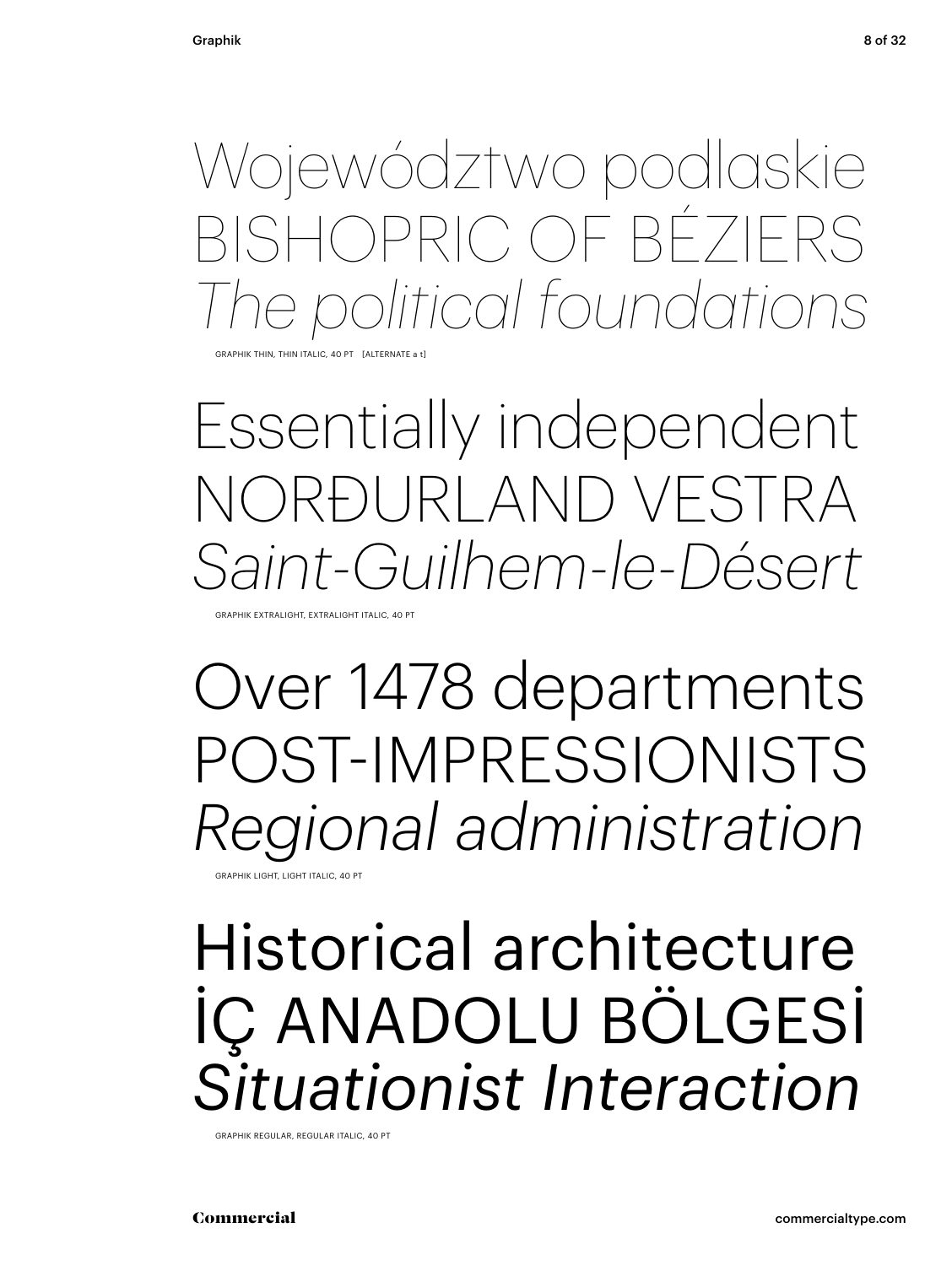Województwo podlaskie
BISHOPRIC OF BÉZIERS
*The political foundations*

GRAPHIK THIN, THIN ITALIC, 40 PT [ALTERNATE a t]

Essentially independent
NORÐURLAND VESTRA
*Saint-Guilhem-le-Désert*

GRAPHIK EXTRALIGHT, EXTRALIGHT ITALIC, 40 PT

Over 1478 departments
POST-IMPRESSIONISTS
*Regional administration*

GRAPHIK LIGHT, LIGHT ITALIC, 40 PT

Historical architecture
İÇ ANADOLU BÖLGESİ
*Situationist Interaction*

GRAPHIK REGULAR, REGULAR ITALIC, 40 PT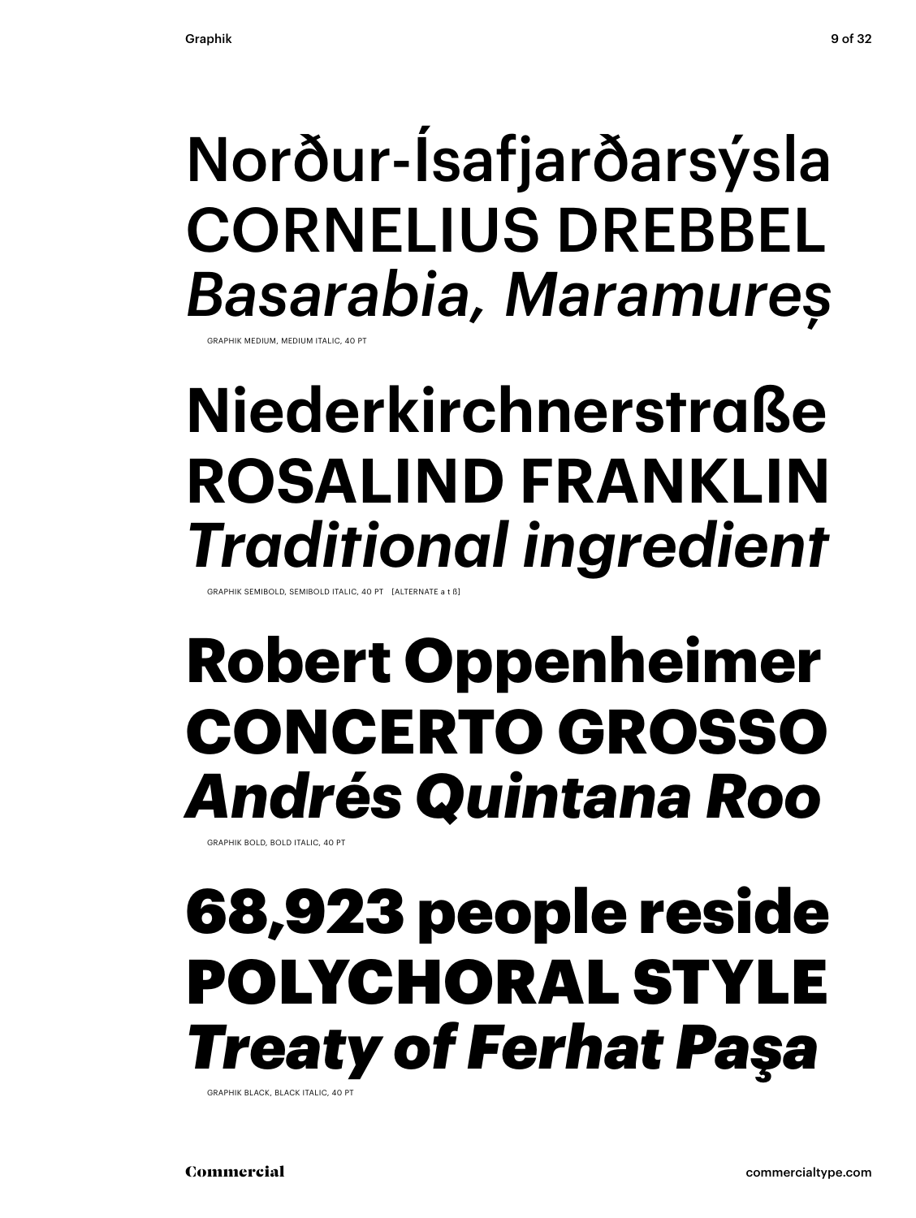Norðurr-Ísafjarðarsýsla
CORNELIUS DREBBEL
*Basarabia, Maramureș*

GRAPHIK MEDIUM, MEDIUM ITALIC, 40 PT

**Niederkirchnerstraße**
**ROSALIND FRANKLIN**
***Traditional ingredient***

GRAPHIK SEMIBOLD, SEMIBOLD ITALIC, 40 PT [ALTERNATE a t ß]

**Robert Oppenheimer**
**CONCERTO GROSSO**
***Andrés Quintana Roo***

GRAPHIK BOLD, BOLD ITALIC, 40 PT

**68,923 people reside**
**POLYCHORAL STYLE**
***Treaty of Ferhat Paşa***

GRAPHIK BLACK, BLACK ITALIC, 40 PT

Commercial

commercialtype.com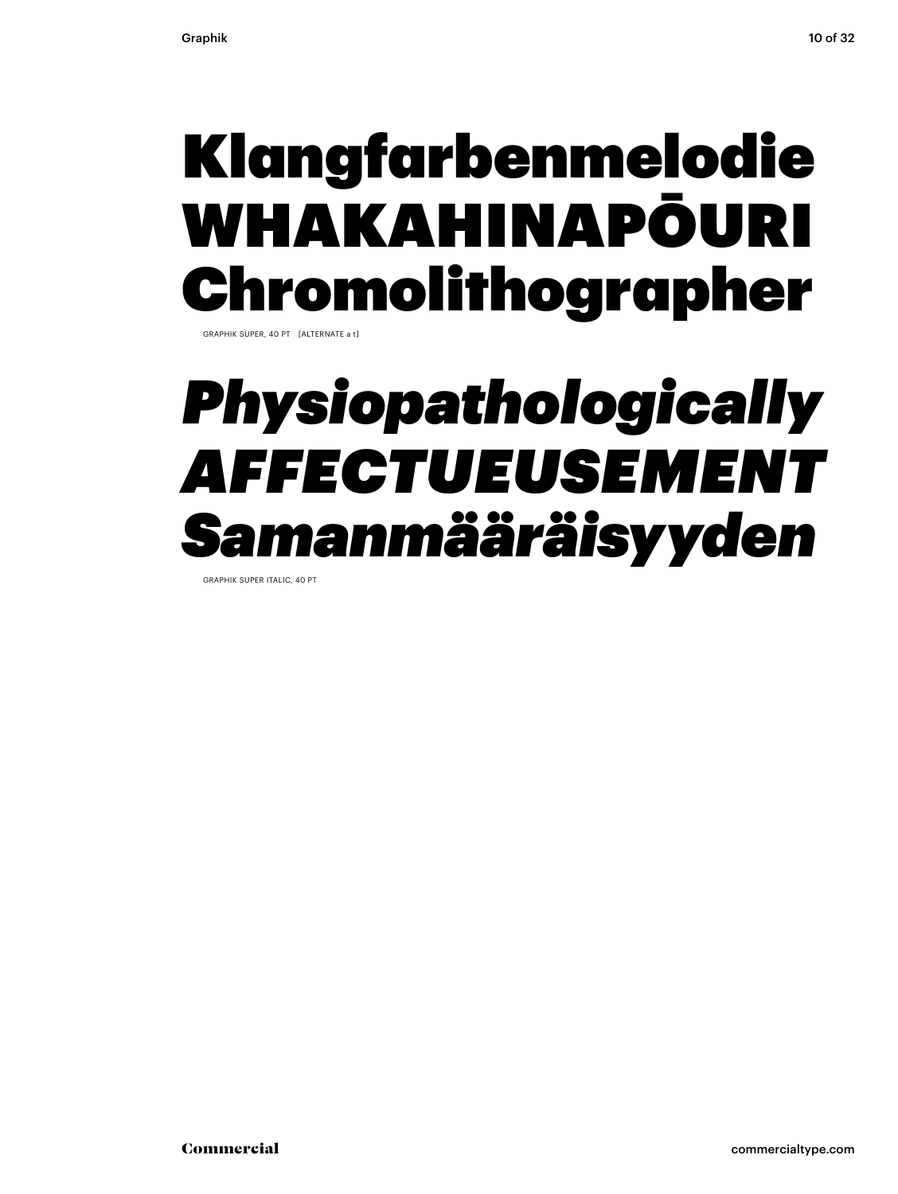# Klangfarbenmelodie
# WHAKAHINAPŌURI
# Chromolithographer

GRAPHIK SUPER, 40 PT [ALTERNATE a t]

# *Physiopathologically*
# *AFFECTUEUSEMENT*
# *Samanmääräisyyden*

GRAPHIK SUPER ITALIC, 40 PT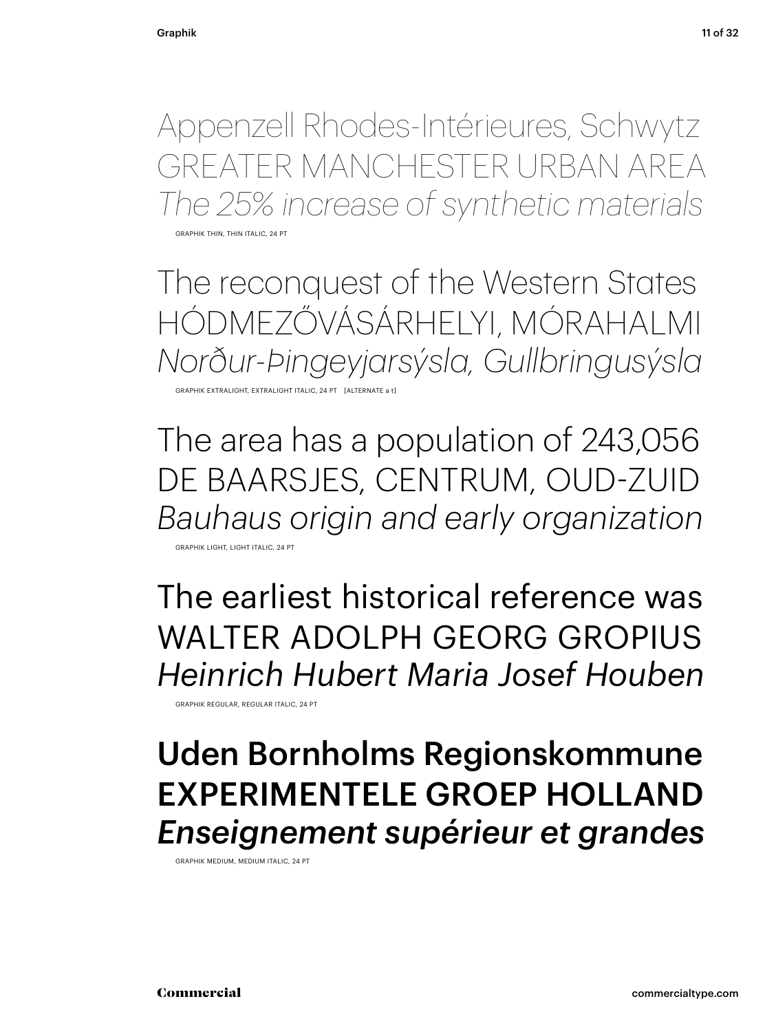Appenzell Rhodes-Intérieures, Schwytz
GREATER MANCHESTER URBAN AREA
*The 25% increase of synthetic materials*

GRAPHIK THIN, THIN ITALIC, 24 PT

The reconquest of the Western States
HÓDMEZŐVÁSÁRHELYI, MÓRAHALMI
*Norður-Þingeyjarsýsla, Gullbringusýsla*

GRAPHIK EXTRALIGHT, EXTRALIGHT ITALIC, 24 PT [ALTERNATE a t]

The area has a population of 243,056
DE BAARSJES, CENTRUM, OUD-ZUID
*Bauhaus origin and early organization*

GRAPHIK LIGHT, LIGHT ITALIC, 24 PT

The earliest historical reference was
WALTER ADOLPH GEORG GROPIUS
*Heinrich Hubert Maria Josef Houben*

GRAPHIK REGULAR, REGULAR ITALIC, 24 PT

**Uden Bornholms Regionskommune**
**EXPERIMENTELE GROEP HOLLAND**
***Enseignement supérieur et grandes***

GRAPHIK MEDIUM, MEDIUM ITALIC, 24 PT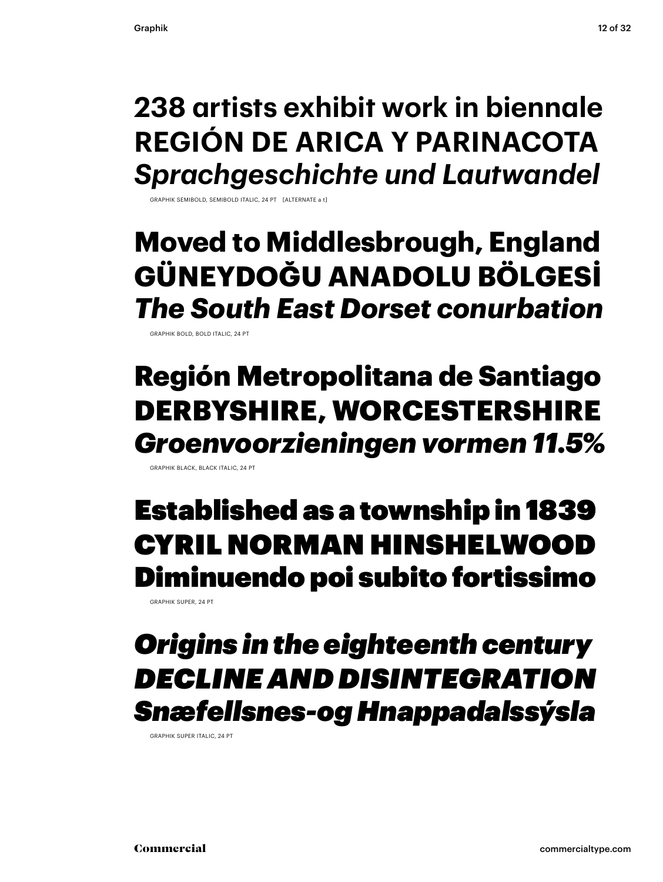**238 artists exhibit work in biennale**
**REGIÓN DE ARICA Y PARINACOTA**
***Sprachgeschichte und Lautwandel***

GRAPHIK SEMIBOLD, SEMIBOLD ITALIC, 24 PT [ALTERNATE a t]

**Moved to Middlesbrough, England**
**GÜNEYDOĞU ANADOLU BÖLGESİ**
***The South East Dorset conurbation***

GRAPHIK BOLD, BOLD ITALIC, 24 PT

**Región Metropolitana de Santiago**
**DERBYSHIRE, WORCESTERSHIRE**
***Groenvoorzieningen vormen 11.5%***

GRAPHIK BLACK, BLACK ITALIC, 24 PT

**Established as a township in 1839**
**CYRIL NORMAN HINSHELWOOD**
**Diminuendo poi subito fortissimo**

GRAPHIK SUPER, 24 PT

***Origins in the eighteenth century***
***DECLINE AND DISINTEGRATION***
***Snæfellsnes-og Hnappadalssýsla***

GRAPHIK SUPER ITALIC, 24 PT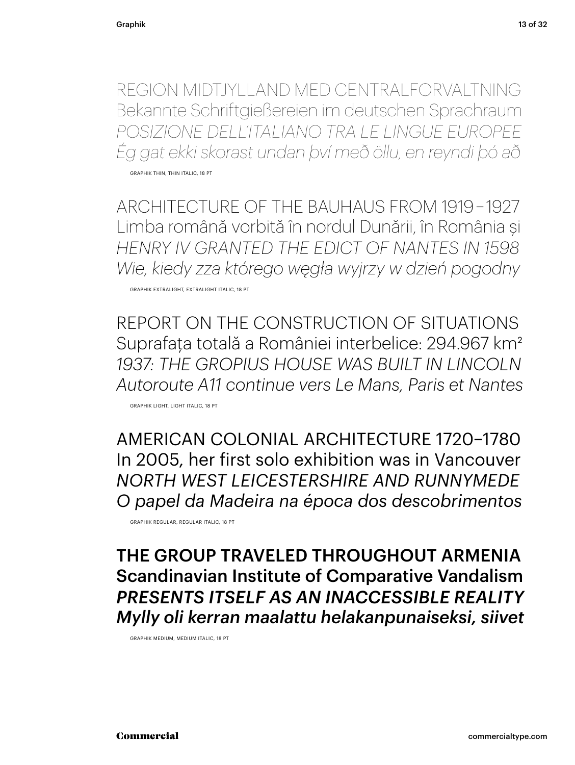REGION MIDTJYLLAND MED CENTRALFORVALTNING
Bekannte Schriftgießereien im deutschen Sprachraum
*POSIZIONE DELL'ITALIANO TRA LE LINGUE EUROPEE*
*Ég gat ekki skorast undan því með öllu, en reyndi þó að*

GRAPHIK THIN, THIN ITALIC, 18 PT

ARCHITECTURE OF THE BAUHAUS FROM 1919 – 1927
Limba română vorbită în nordul Dunării, în România și
*HENRY IV GRANTED THE EDICT OF NANTES IN 1598*
*Wie, kiedy zza którego węgła wyjrzy w dzień pogodny*

GRAPHIK EXTRALIGHT, EXTRALIGHT ITALIC, 18 PT

REPORT ON THE CONSTRUCTION OF SITUATIONS
Suprafața totală a României interbelice: 294.967 km²
*1937: THE GROPIUS HOUSE WAS BUILT IN LINCOLN*
*Autoroute A11 continue vers Le Mans, Paris et Nantes*

GRAPHIK LIGHT, LIGHT ITALIC, 18 PT

AMERICAN COLONIAL ARCHITECTURE 1720–1780
In 2005, her first solo exhibition was in Vancouver
*NORTH WEST LEICESTERSHIRE AND RUNNYMEDE*
*O papel da Madeira na época dos descobrimentos*

GRAPHIK REGULAR, REGULAR ITALIC, 18 PT

**THE GROUP TRAVELED THROUGHOUT ARMENIA**
**Scandinavian Institute of Comparative Vandalism**
***PRESENTS ITSELF AS AN INACCESSIBLE REALITY***
***Mylly oli kerran maalattu helakanpunaiseksi, siivet***

GRAPHIK MEDIUM, MEDIUM ITALIC, 18 PT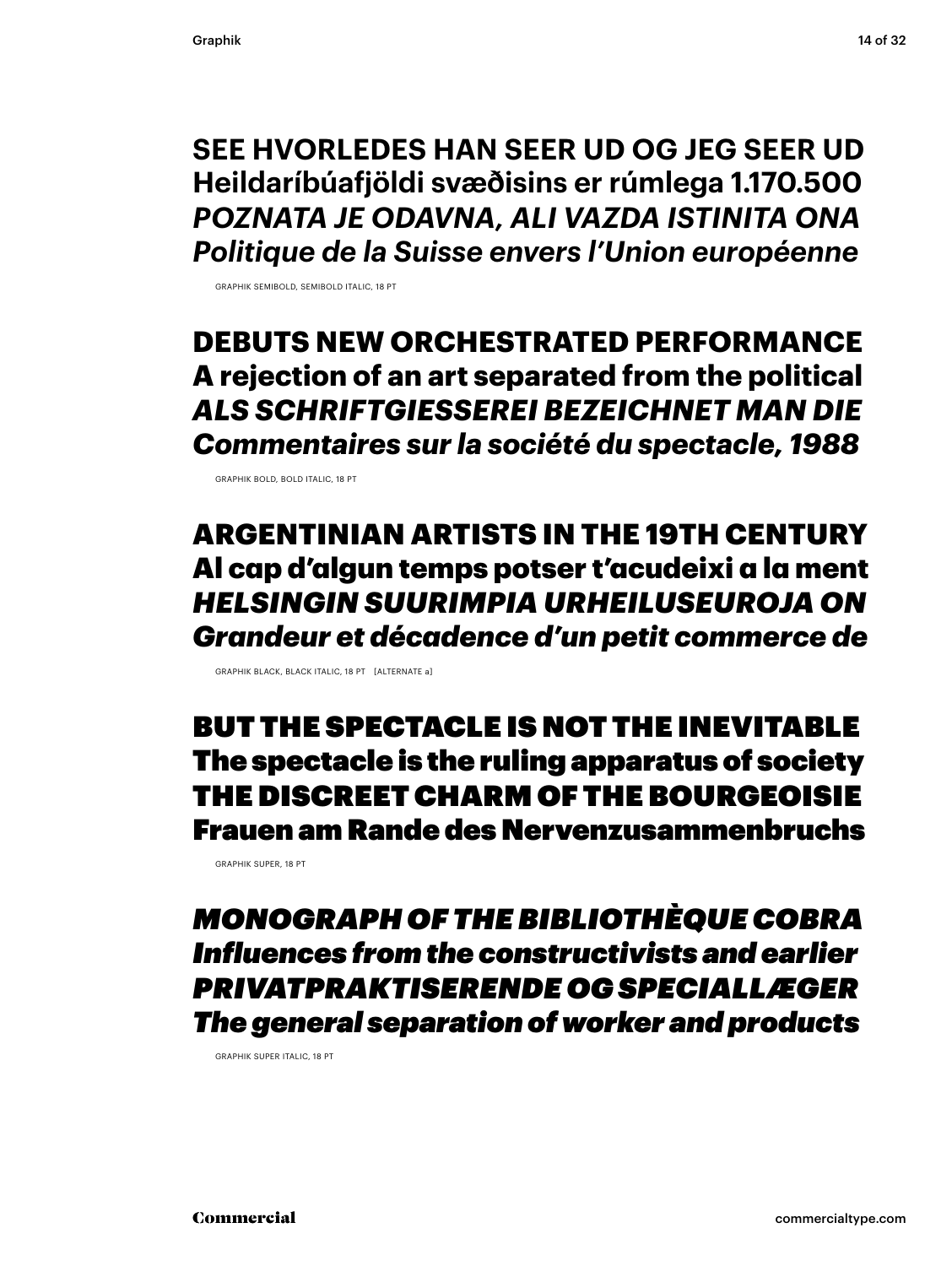**SEE HVORLEDES HAN SEER UD OG JEG SEER UD**
**Heildaríbúafjöldi svæðisins er rúmlega 1.170.500**
***POZNATA JE ODAVNA, ALI VAZDA ISTINITA ONA***
***Politique de la Suisse envers l'Union européenne***

GRAPHIK SEMIBOLD, SEMIBOLD ITALIC, 18 PT

**DEBUTS NEW ORCHESTRATED PERFORMANCE**
**A rejection of an art separated from the political**
***ALS SCHRIFTGIESSEREI BEZEICHNET MAN DIE***
***Commentaires sur la société du spectacle, 1988***

GRAPHIK BOLD, BOLD ITALIC, 18 PT

**ARGENTINIAN ARTISTS IN THE 19TH CENTURY**
**Al cap d'algun temps potser t'acudeixi a la ment**
***HELSINGIN SUURIMPIA URHEILUSEUROJA ON***
***Grandeur et décadence d'un petit commerce de***

GRAPHIK BLACK, BLACK ITALIC, 18 PT [ALTERNATE a]

**BUT THE SPECTACLE IS NOT THE INEVITABLE**
**The spectacle is the ruling apparatus of society**
**THE DISCREET CHARM OF THE BOURGEOISIE**
**Frauen am Rande des Nervenzusammenbruchs**

GRAPHIK SUPER, 18 PT

***MONOGRAPH OF THE BIBLIOTHÈQUE COBRA***
***Influences from the constructivists and earlier***
***PRIVATPRAKTISERENDE OG SPECIALLÆGER***
***The general separation of worker and products***

GRAPHIK SUPER ITALIC, 18 PT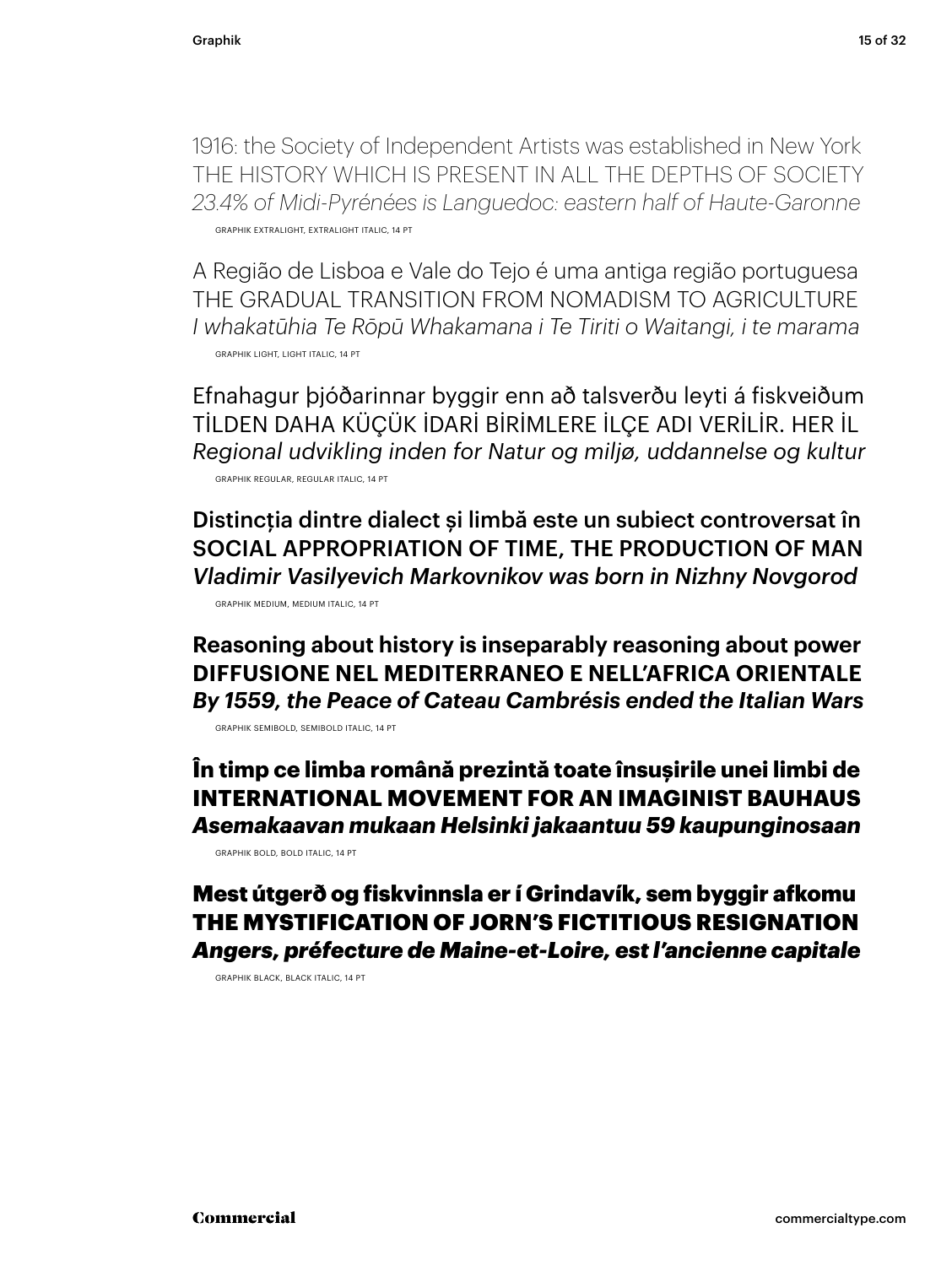1916: the Society of Independent Artists was established in New York
THE HISTORY WHICH IS PRESENT IN ALL THE DEPTHS OF SOCIETY
*23.4% of Midi-Pyrénées is Languedoc: eastern half of Haute-Garonne*

GRAPHIK EXTRALIGHT, EXTRALIGHT ITALIC, 14 PT

A Região de Lisboa e Vale do Tejo é uma antiga região portuguesa
THE GRADUAL TRANSITION FROM NOMADISM TO AGRICULTURE
*I whakatūhia Te Rōpū Whakamana i Te Tiriti o Waitangi, i te marama*

GRAPHIK LIGHT, LIGHT ITALIC, 14 PT

Efnahagur þjóðarinnar byggir enn að talsverðu leyti á fiskveiðum
TİLDEN DAHA KÜÇÜK İDARİ BİRİMLERE İLÇE ADI VERİLİR. HER İL
*Regional udvikling inden for Natur og miljø, uddannelse og kultur*

GRAPHIK REGULAR, REGULAR ITALIC, 14 PT

Distincția dintre dialect și limbă este un subiect controversat în
SOCIAL APPROPRIATION OF TIME, THE PRODUCTION OF MAN
*Vladimir Vasilyevich Markovnikov was born in Nizhny Novgorod*

GRAPHIK MEDIUM, MEDIUM ITALIC, 14 PT

**Reasoning about history is inseparably reasoning about power**
**DIFFUSIONE NEL MEDITERRANEO E NELL'AFRICA ORIENTALE**
***By 1559, the Peace of Cateau Cambrésis ended the Italian Wars***

GRAPHIK SEMIBOLD, SEMIBOLD ITALIC, 14 PT

**În timp ce limba română prezintă toate însușirile unei limbi de**
**INTERNATIONAL MOVEMENT FOR AN IMAGINIST BAUHAUS**
***Asemakaavan mukaan Helsinki jakaantuu 59 kaupunginosaan***

GRAPHIK BOLD, BOLD ITALIC, 14 PT

**Mest útgerð og fiskvinnsla er í Grindavík, sem byggir afkomu**
**THE MYSTIFICATION OF JORN'S FICTITIOUS RESIGNATION**
***Angers, préfecture de Maine-et-Loire, est l'ancienne capitale***

GRAPHIK BLACK, BLACK ITALIC, 14 PT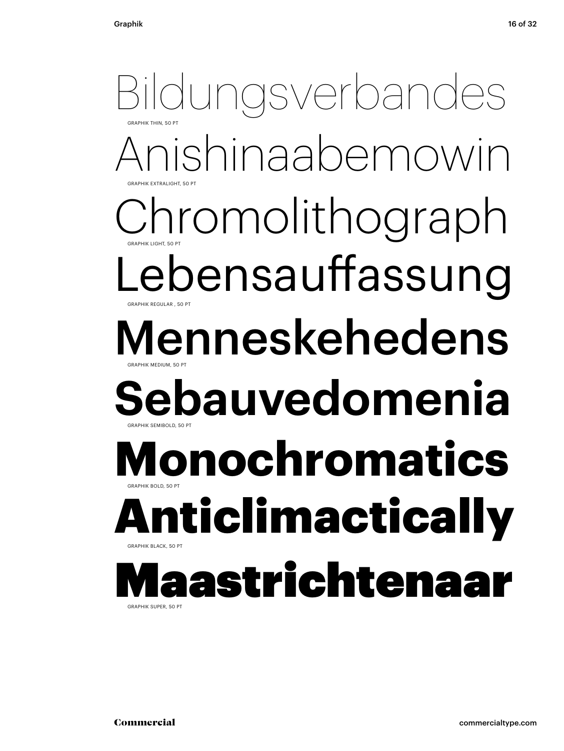Bildungsverbandes

GRAPHIK THIN, 50 PT

Anishinaabemowin

GRAPHIK EXTRALIGHT, 50 PT

Chromolithograph

GRAPHIK LIGHT, 50 PT

Lebensauffassung

GRAPHIK REGULAR , 50 PT

Menneskehedens

GRAPHIK MEDIUM, 50 PT

**Sebauvedomenia**

GRAPHIK SEMIBOLD, 50 PT

**Monochromatics**

GRAPHIK BOLD, 50 PT

**Anticlimactically**

GRAPHIK BLACK, 50 PT

**Maastrichtenaar**

GRAPHIK SUPER, 50 PT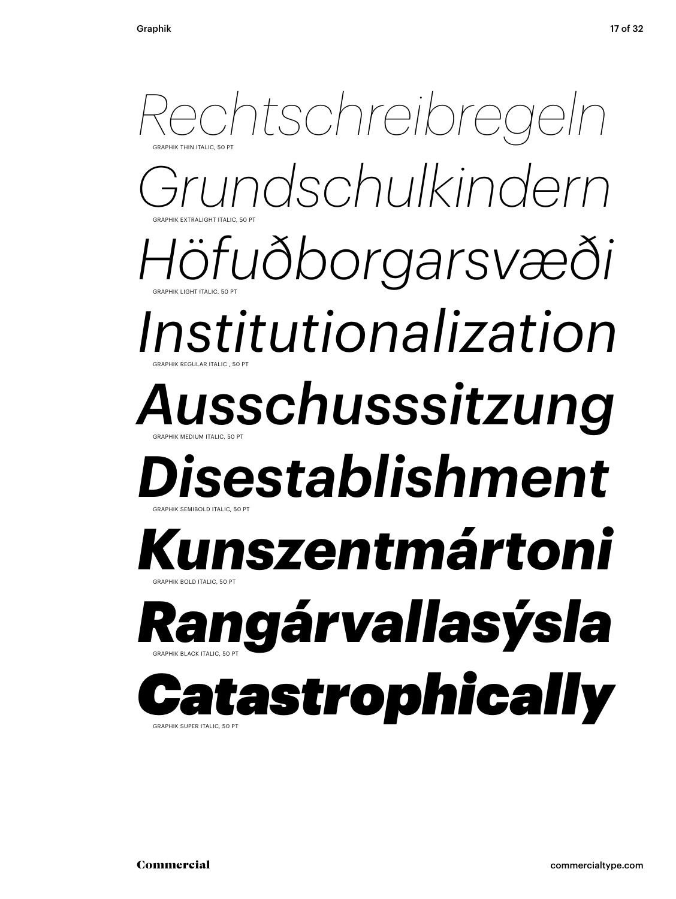*Rechtschreibregeln*

GRAPHIK THIN ITALIC, 50 PT

*Grundschulkindern*

GRAPHIK EXTRALIGHT ITALIC, 50 PT

*Höfuðborgarsvæði*

GRAPHIK LIGHT ITALIC, 50 PT

*Institutionalization*

GRAPHIK REGULAR ITALIC , 50 PT

***Ausschusssitzung***

GRAPHIK MEDIUM ITALIC, 50 PT

***Disestablishment***

GRAPHIK SEMIBOLD ITALIC, 50 PT

***Kunszentmártoni***

GRAPHIK BOLD ITALIC, 50 PT

***Rangárvallasýsla***

GRAPHIK BLACK ITALIC, 50 PT

***Catastrophically***

GRAPHIK SUPER ITALIC, 50 PT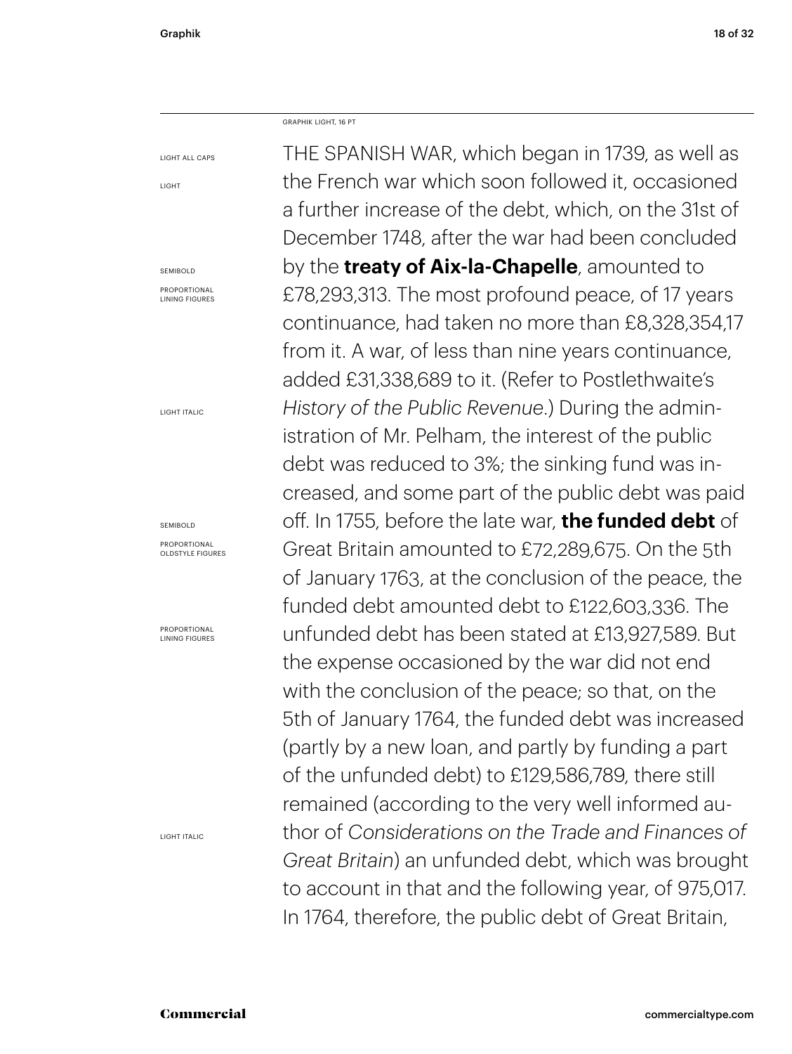GRAPHIK LIGHT, 16 PT

LIGHT ALL CAPS

LIGHT

SEMIBOLD

PROPORTIONAL LINING FIGURES

LIGHT ITALIC

SEMIBOLD

PROPORTIONAL OLDSTYLE FIGURES

PROPORTIONAL LINING FIGURES

LIGHT ITALIC

THE SPANISH WAR, which began in 1739, as well as the French war which soon followed it, occasioned a further increase of the debt, which, on the 31st of December 1748, after the war had been concluded by the **treaty of Aix-la-Chapelle**, amounted to £78,293,313. The most profound peace, of 17 years continuance, had taken no more than £8,328,354,17 from it. A war, of less than nine years continuance, added £31,338,689 to it. (Refer to Postlethwaite's *History of the Public Revenue*.) During the administration of Mr. Pelham, the interest of the public debt was reduced to 3%; the sinking fund was increased, and some part of the public debt was paid off. In 1755, before the late war, **the funded debt** of Great Britain amounted to £72,289,675. On the 5th of January 1763, at the conclusion of the peace, the funded debt amounted debt to £122,603,336. The unfunded debt has been stated at £13,927,589. But the expense occasioned by the war did not end with the conclusion of the peace; so that, on the 5th of January 1764, the funded debt was increased (partly by a new loan, and partly by funding a part of the unfunded debt) to £129,586,789, there still remained (according to the very well informed author of *Considerations on the Trade and Finances of Great Britain*) an unfunded debt, which was brought to account in that and the following year, of 975,017. In 1764, therefore, the public debt of Great Britain,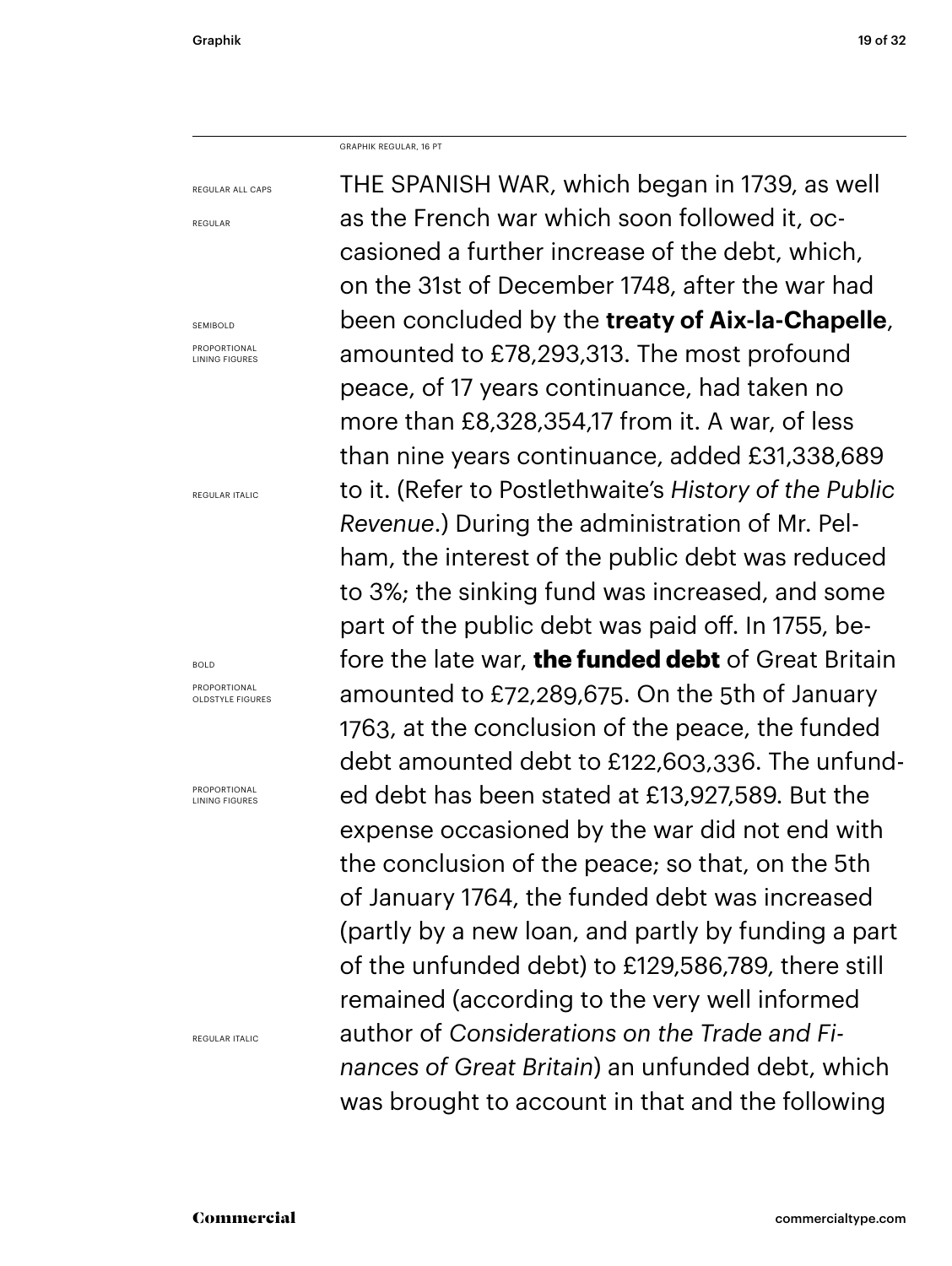GRAPHIK REGULAR, 16 PT

REGULAR ALL CAPS

REGULAR

SEMIBOLD

PROPORTIONAL LINING FIGURES

REGULAR ITALIC

BOLD

PROPORTIONAL OLDSTYLE FIGURES

PROPORTIONAL LINING FIGURES

REGULAR ITALIC

THE SPANISH WAR, which began in 1739, as well as the French war which soon followed it, occasioned a further increase of the debt, which, on the 31st of December 1748, after the war had been concluded by the **treaty of Aix-la-Chapelle**, amounted to £78,293,313. The most profound peace, of 17 years continuance, had taken no more than £8,328,354,17 from it. A war, of less than nine years continuance, added £31,338,689 to it. (Refer to Postlethwaite's *History of the Public Revenue*.) During the administration of Mr. Pelham, the interest of the public debt was reduced to 3%; the sinking fund was increased, and some part of the public debt was paid off. In 1755, before the late war, **the funded debt** of Great Britain amounted to £72,289,675. On the 5th of January 1763, at the conclusion of the peace, the funded debt amounted debt to £122,603,336. The unfunded debt has been stated at £13,927,589. But the expense occasioned by the war did not end with the conclusion of the peace; so that, on the 5th of January 1764, the funded debt was increased (partly by a new loan, and partly by funding a part of the unfunded debt) to £129,586,789, there still remained (according to the very well informed author of *Considerations on the Trade and Finances of Great Britain*) an unfunded debt, which was brought to account in that and the following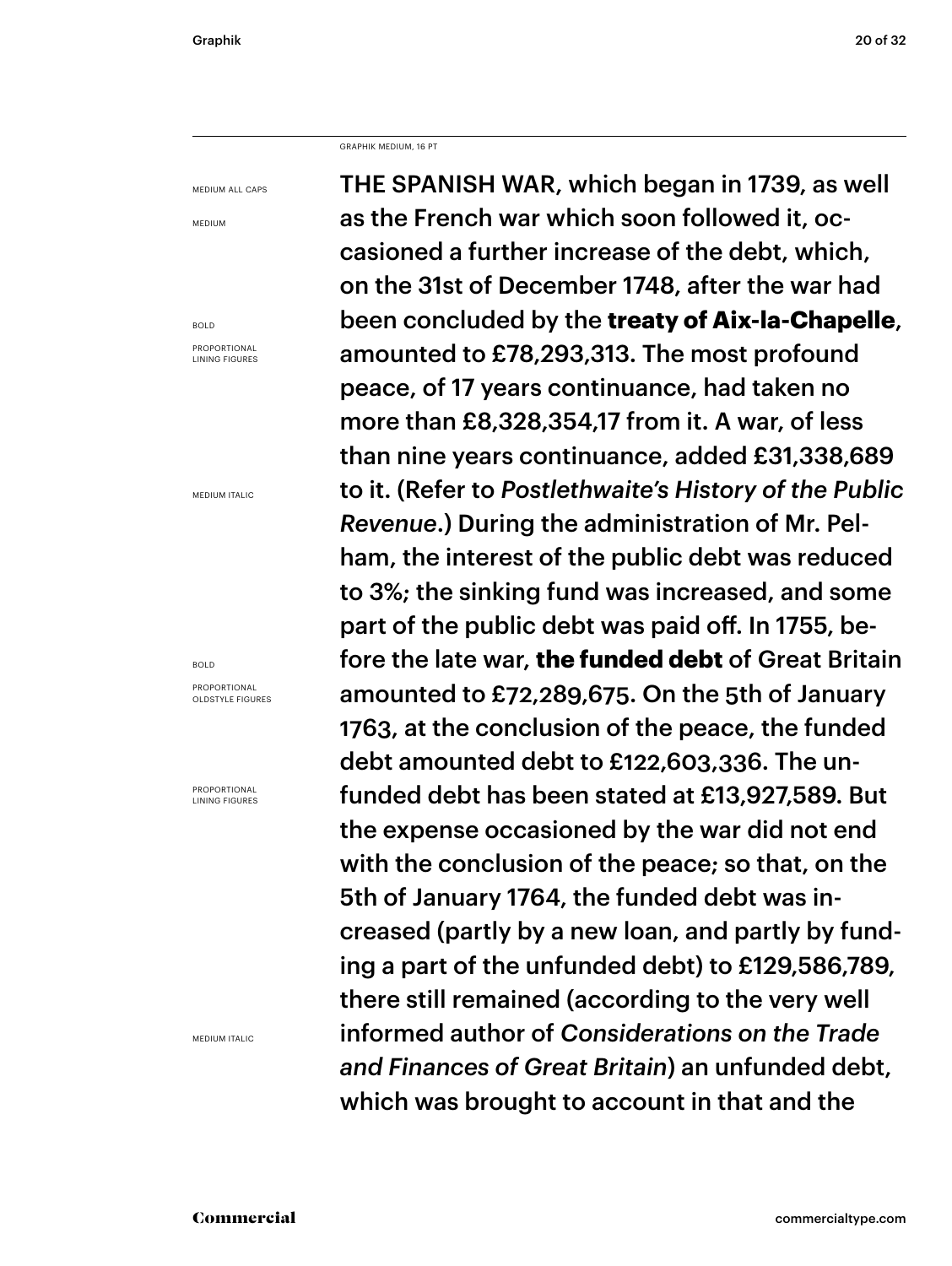GRAPHIK MEDIUM, 16 PT

MEDIUM ALL CAPS

MEDIUM

BOLD

PROPORTIONAL LINING FIGURES

MEDIUM ITALIC

BOLD

PROPORTIONAL OLDSTYLE FIGURES

PROPORTIONAL LINING FIGURES

MEDIUM ITALIC

THE SPANISH WAR, which began in 1739, as well as the French war which soon followed it, occasioned a further increase of the debt, which, on the 31st of December 1748, after the war had been concluded by the **treaty of Aix-la-Chapelle**, amounted to £78,293,313. The most profound peace, of 17 years continuance, had taken no more than £8,328,354,17 from it. A war, of less than nine years continuance, added £31,338,689 to it. (Refer to *Postlethwaite's History of the Public Revenue*.) During the administration of Mr. Pelham, the interest of the public debt was reduced to 3%; the sinking fund was increased, and some part of the public debt was paid off. In 1755, before the late war, **the funded debt** of Great Britain amounted to £72,289,675. On the 5th of January 1763, at the conclusion of the peace, the funded debt amounted debt to £122,603,336. The unfunded debt has been stated at £13,927,589. But the expense occasioned by the war did not end with the conclusion of the peace; so that, on the 5th of January 1764, the funded debt was increased (partly by a new loan, and partly by funding a part of the unfunded debt) to £129,586,789, there still remained (according to the very well informed author of *Considerations on the Trade and Finances of Great Britain*) an unfunded debt, which was brought to account in that and the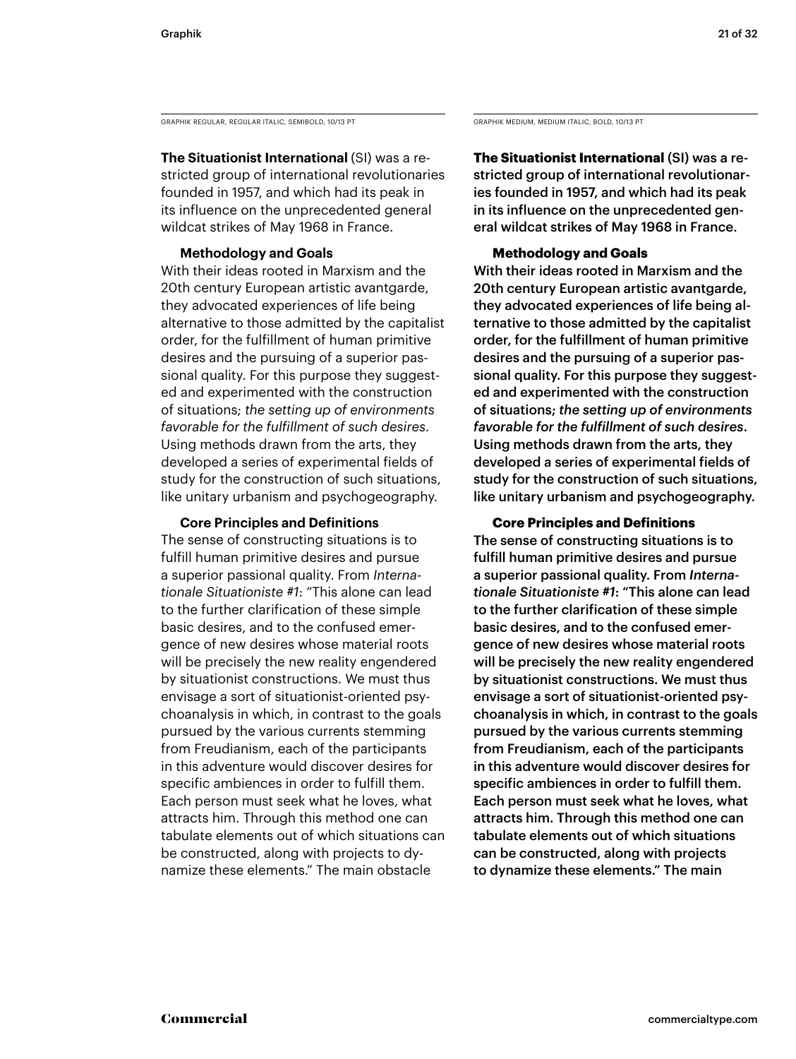GRAPHIK REGULAR, REGULAR ITALIC, SEMIBOLD, 10/13 PT

**The Situationist International** (SI) was a restricted group of international revolutionaries founded in 1957, and which had its peak in its influence on the unprecedented general wildcat strikes of May 1968 in France.

**Methodology and Goals**

With their ideas rooted in Marxism and the 20th century European artistic avantgarde, they advocated experiences of life being alternative to those admitted by the capitalist order, for the fulfillment of human primitive desires and the pursuing of a superior passional quality. For this purpose they suggested and experimented with the construction of situations; *the setting up of environments favorable for the fulfillment of such desires*. Using methods drawn from the arts, they developed a series of experimental fields of study for the construction of such situations, like unitary urbanism and psychogeography.

**Core Principles and Definitions**

The sense of constructing situations is to fulfill human primitive desires and pursue a superior passional quality. From *Internationale Situationiste #1*: "This alone can lead to the further clarification of these simple basic desires, and to the confused emergence of new desires whose material roots will be precisely the new reality engendered by situationist constructions. We must thus envisage a sort of situationist-oriented psychoanalysis in which, in contrast to the goals pursued by the various currents stemming from Freudianism, each of the participants in this adventure would discover desires for specific ambiences in order to fulfill them. Each person must seek what he loves, what attracts him. Through this method one can tabulate elements out of which situations can be constructed, along with projects to dynamize these elements." The main obstacle

GRAPHIK MEDIUM, MEDIUM ITALIC, BOLD, 10/13 PT

**The Situationist International** (SI) was a restricted group of international revolutionaries founded in 1957, and which had its peak in its influence on the unprecedented general wildcat strikes of May 1968 in France.

**Methodology and Goals**

With their ideas rooted in Marxism and the 20th century European artistic avantgarde, they advocated experiences of life being alternative to those admitted by the capitalist order, for the fulfillment of human primitive desires and the pursuing of a superior passional quality. For this purpose they suggested and experimented with the construction of situations; *the setting up of environments favorable for the fulfillment of such desires*. Using methods drawn from the arts, they developed a series of experimental fields of study for the construction of such situations, like unitary urbanism and psychogeography.

**Core Principles and Definitions**

The sense of constructing situations is to fulfill human primitive desires and pursue a superior passional quality. From *Internationale Situationiste #1*: "This alone can lead to the further clarification of these simple basic desires, and to the confused emergence of new desires whose material roots will be precisely the new reality engendered by situationist constructions. We must thus envisage a sort of situationist-oriented psychoanalysis in which, in contrast to the goals pursued by the various currents stemming from Freudianism, each of the participants in this adventure would discover desires for specific ambiences in order to fulfill them. Each person must seek what he loves, what attracts him. Through this method one can tabulate elements out of which situations can be constructed, along with projects to dynamize these elements." The main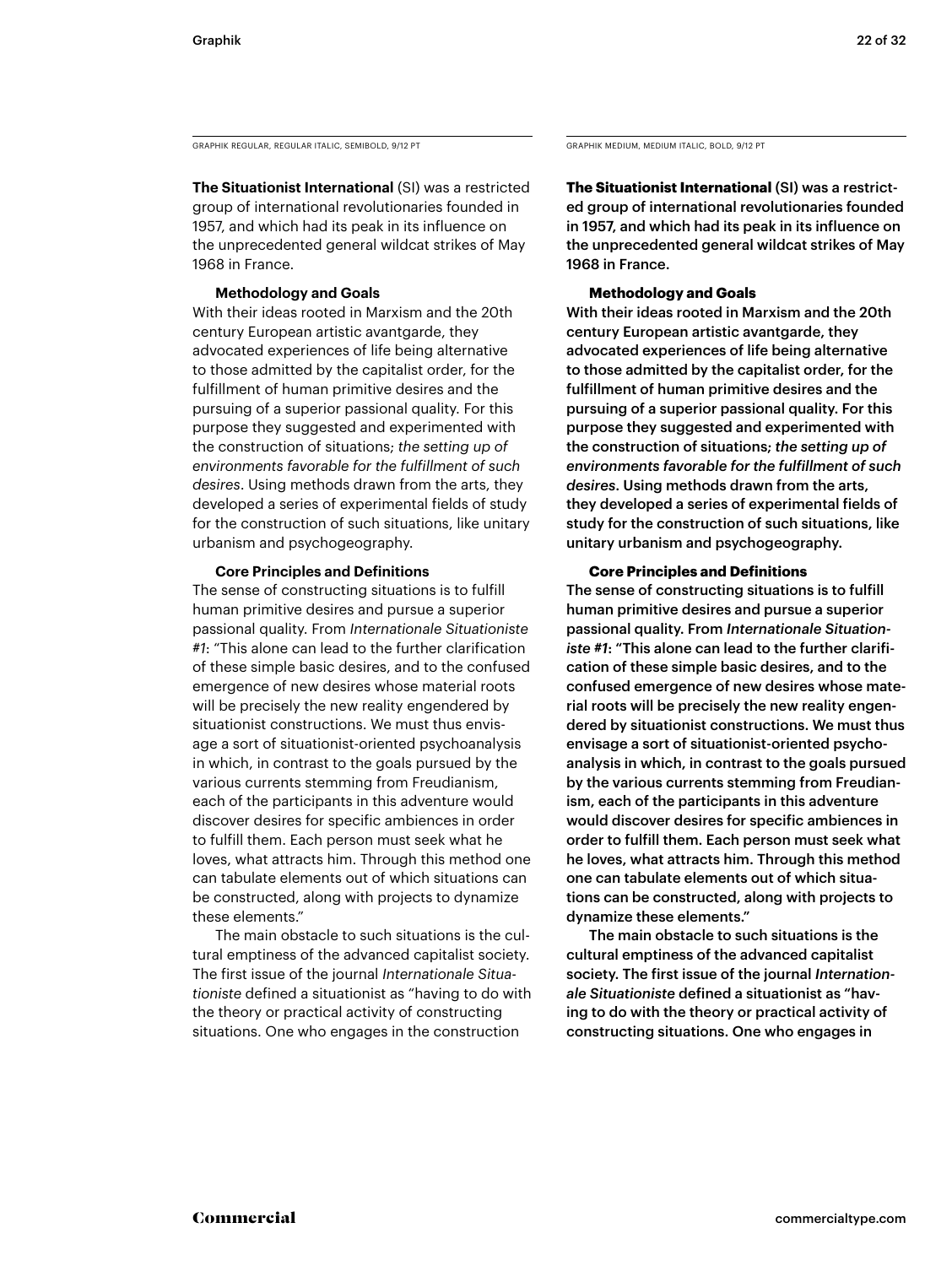GRAPHIK REGULAR, REGULAR ITALIC, SEMIBOLD, 9/12 PT

**The Situationist International** (SI) was a restricted group of international revolutionaries founded in 1957, and which had its peak in its influence on the unprecedented general wildcat strikes of May 1968 in France.

**Methodology and Goals**

With their ideas rooted in Marxism and the 20th century European artistic avantgarde, they advocated experiences of life being alternative to those admitted by the capitalist order, for the fulfillment of human primitive desires and the pursuing of a superior passional quality. For this purpose they suggested and experimented with the construction of situations; *the setting up of environments favorable for the fulfillment of such desires*. Using methods drawn from the arts, they developed a series of experimental fields of study for the construction of such situations, like unitary urbanism and psychogeography.

**Core Principles and Definitions**

The sense of constructing situations is to fulfill human primitive desires and pursue a superior passional quality. From *Internationale Situationiste #1*: "This alone can lead to the further clarification of these simple basic desires, and to the confused emergence of new desires whose material roots will be precisely the new reality engendered by situationist constructions. We must thus envisage a sort of situationist-oriented psychoanalysis in which, in contrast to the goals pursued by the various currents stemming from Freudianism, each of the participants in this adventure would discover desires for specific ambiences in order to fulfill them. Each person must seek what he loves, what attracts him. Through this method one can tabulate elements out of which situations can be constructed, along with projects to dynamize these elements."

The main obstacle to such situations is the cultural emptiness of the advanced capitalist society. The first issue of the journal *Internationale Situationiste* defined a situationist as "having to do with the theory or practical activity of constructing situations. One who engages in the construction

GRAPHIK MEDIUM, MEDIUM ITALIC, BOLD, 9/12 PT

**The Situationist International** (SI) was a restricted group of international revolutionaries founded in 1957, and which had its peak in its influence on the unprecedented general wildcat strikes of May 1968 in France.

**Methodology and Goals**

With their ideas rooted in Marxism and the 20th century European artistic avantgarde, they advocated experiences of life being alternative to those admitted by the capitalist order, for the fulfillment of human primitive desires and the pursuing of a superior passional quality. For this purpose they suggested and experimented with the construction of situations; *the setting up of environments favorable for the fulfillment of such desires*. Using methods drawn from the arts, they developed a series of experimental fields of study for the construction of such situations, like unitary urbanism and psychogeography.

**Core Principles and Definitions**

The sense of constructing situations is to fulfill human primitive desires and pursue a superior passional quality. From *Internationale Situationiste #1*: "This alone can lead to the further clarification of these simple basic desires, and to the confused emergence of new desires whose material roots will be precisely the new reality engendered by situationist constructions. We must thus envisage a sort of situationist-oriented psychoanalysis in which, in contrast to the goals pursued by the various currents stemming from Freudianism, each of the participants in this adventure would discover desires for specific ambiences in order to fulfill them. Each person must seek what he loves, what attracts him. Through this method one can tabulate elements out of which situations can be constructed, along with projects to dynamize these elements."

The main obstacle to such situations is the cultural emptiness of the advanced capitalist society. The first issue of the journal *Internationale Situationiste* defined a situationist as "having to do with the theory or practical activity of constructing situations. One who engages in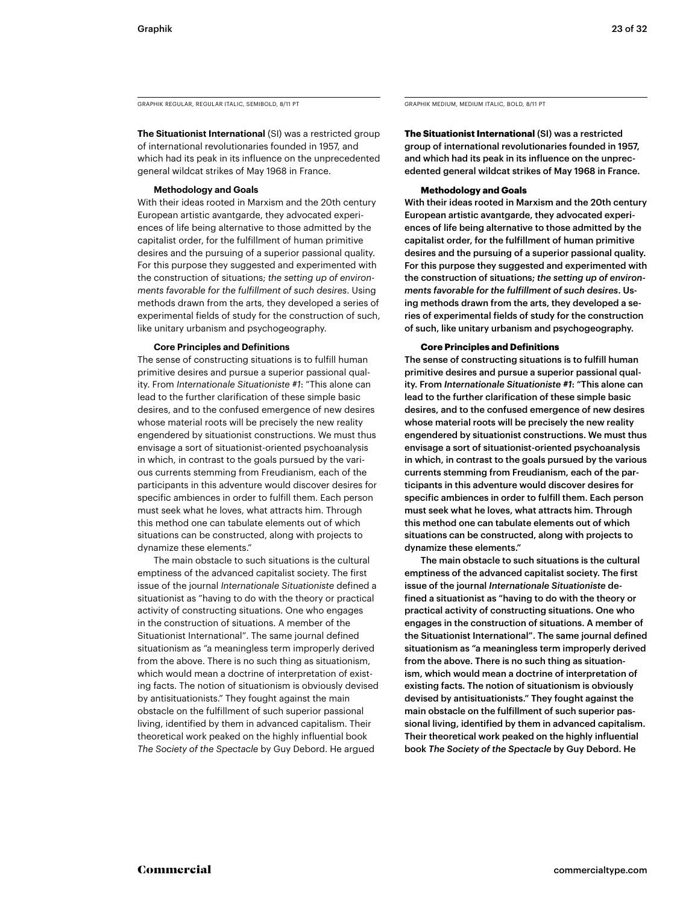GRAPHIK REGULAR, REGULAR ITALIC, SEMIBOLD, 8/11 PT

**The Situationist International** (SI) was a restricted group of international revolutionaries founded in 1957, and which had its peak in its influence on the unprecedented general wildcat strikes of May 1968 in France.

**Methodology and Goals**

With their ideas rooted in Marxism and the 20th century European artistic avantgarde, they advocated experiences of life being alternative to those admitted by the capitalist order, for the fulfillment of human primitive desires and the pursuing of a superior passional quality. For this purpose they suggested and experimented with the construction of situations; *the setting up of environments favorable for the fulfillment of such desires*. Using methods drawn from the arts, they developed a series of experimental fields of study for the construction of such, like unitary urbanism and psychogeography.

**Core Principles and Definitions**

The sense of constructing situations is to fulfill human primitive desires and pursue a superior passional quality. From *Internationale Situationiste #1*: "This alone can lead to the further clarification of these simple basic desires, and to the confused emergence of new desires whose material roots will be precisely the new reality engendered by situationist constructions. We must thus envisage a sort of situationist-oriented psychoanalysis in which, in contrast to the goals pursued by the various currents stemming from Freudianism, each of the participants in this adventure would discover desires for specific ambiences in order to fulfill them. Each person must seek what he loves, what attracts him. Through this method one can tabulate elements out of which situations can be constructed, along with projects to dynamize these elements."

The main obstacle to such situations is the cultural emptiness of the advanced capitalist society. The first issue of the journal *Internationale Situationiste* defined a situationist as "having to do with the theory or practical activity of constructing situations. One who engages in the construction of situations. A member of the Situationist International". The same journal defined situationism as "a meaningless term improperly derived from the above. There is no such thing as situationism, which would mean a doctrine of interpretation of existing facts. The notion of situationism is obviously devised by antisituationists." They fought against the main obstacle on the fulfillment of such superior passional living, identified by them in advanced capitalism. Their theoretical work peaked on the highly influential book *The Society of the Spectacle* by Guy Debord. He argued

GRAPHIK MEDIUM, MEDIUM ITALIC, BOLD, 8/11 PT

**The Situationist International** (SI) was a restricted group of international revolutionaries founded in 1957, and which had its peak in its influence on the unprecedented general wildcat strikes of May 1968 in France.

**Methodology and Goals**

With their ideas rooted in Marxism and the 20th century European artistic avantgarde, they advocated experiences of life being alternative to those admitted by the capitalist order, for the fulfillment of human primitive desires and the pursuing of a superior passional quality. For this purpose they suggested and experimented with the construction of situations; *the setting up of environments favorable for the fulfillment of such desires*. Using methods drawn from the arts, they developed a series of experimental fields of study for the construction of such, like unitary urbanism and psychogeography.

**Core Principles and Definitions**

The sense of constructing situations is to fulfill human primitive desires and pursue a superior passional quality. From *Internationale Situationiste #1*: "This alone can lead to the further clarification of these simple basic desires, and to the confused emergence of new desires whose material roots will be precisely the new reality engendered by situationist constructions. We must thus envisage a sort of situationist-oriented psychoanalysis in which, in contrast to the goals pursued by the various currents stemming from Freudianism, each of the participants in this adventure would discover desires for specific ambiences in order to fulfill them. Each person must seek what he loves, what attracts him. Through this method one can tabulate elements out of which situations can be constructed, along with projects to dynamize these elements."

The main obstacle to such situations is the cultural emptiness of the advanced capitalist society. The first issue of the journal *Internationale Situationiste* defined a situationist as "having to do with the theory or practical activity of constructing situations. One who engages in the construction of situations. A member of the Situationist International". The same journal defined situationism as "a meaningless term improperly derived from the above. There is no such thing as situationism, which would mean a doctrine of interpretation of existing facts. The notion of situationism is obviously devised by antisituationists." They fought against the main obstacle on the fulfillment of such superior passional living, identified by them in advanced capitalism. Their theoretical work peaked on the highly influential book *The Society of the Spectacle* by Guy Debord. He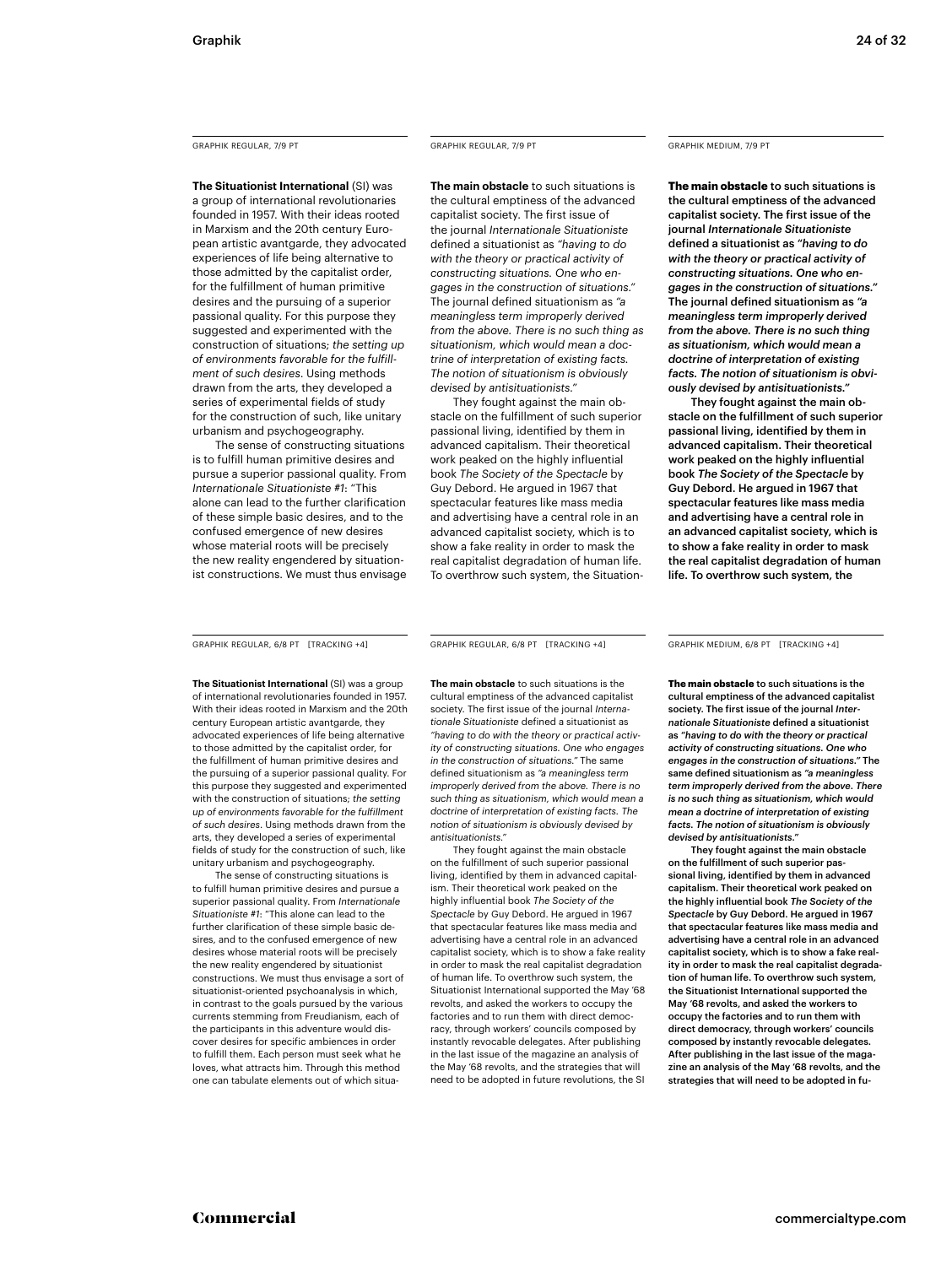GRAPHIK REGULAR, 7/9 PT

**The Situationist International** (SI) was a group of international revolutionaries founded in 1957. With their ideas rooted in Marxism and the 20th century European artistic avantgarde, they advocated experiences of life being alternative to those admitted by the capitalist order, for the fulfillment of human primitive desires and the pursuing of a superior passional quality. For this purpose they suggested and experimented with the construction of situations; *the setting up of environments favorable for the fulfillment of such desires*. Using methods drawn from the arts, they developed a series of experimental fields of study for the construction of such, like unitary urbanism and psychogeography.

The sense of constructing situations is to fulfill human primitive desires and pursue a superior passional quality. From *Internationale Situationiste #1*: "This alone can lead to the further clarification of these simple basic desires, and to the confused emergence of new desires whose material roots will be precisely the new reality engendered by situationist constructions. We must thus envisage

GRAPHIK REGULAR, 7/9 PT

**The main obstacle** to such situations is the cultural emptiness of the advanced capitalist society. The first issue of the journal *Internationale Situationiste* defined a situationist as *"having to do with the theory or practical activity of constructing situations. One who engages in the construction of situations."* The journal defined situationism as *"a meaningless term improperly derived from the above. There is no such thing as situationism, which would mean a doctrine of interpretation of existing facts. The notion of situationism is obviously devised by antisituationists."*

They fought against the main obstacle on the fulfillment of such superior passional living, identified by them in advanced capitalism. Their theoretical work peaked on the highly influential book *The Society of the Spectacle* by Guy Debord. He argued in 1967 that spectacular features like mass media and advertising have a central role in an advanced capitalist society, which is to show a fake reality in order to mask the real capitalist degradation of human life. To overthrow such system, the Situation-

GRAPHIK MEDIUM, 7/9 PT

**The main obstacle** to such situations is the cultural emptiness of the advanced capitalist society. The first issue of the journal *Internationale Situationiste* defined a situationist as *"having to do with the theory or practical activity of constructing situations. One who engages in the construction of situations."* The journal defined situationism as *"a meaningless term improperly derived from the above. There is no such thing as situationism, which would mean a doctrine of interpretation of existing facts. The notion of situationism is obviously devised by antisituationists."*

They fought against the main obstacle on the fulfillment of such superior passional living, identified by them in advanced capitalism. Their theoretical work peaked on the highly influential book *The Society of the Spectacle* by Guy Debord. He argued in 1967 that spectacular features like mass media and advertising have a central role in an advanced capitalist society, which is to show a fake reality in order to mask the real capitalist degradation of human life. To overthrow such system, the

GRAPHIK REGULAR, 6/8 PT [TRACKING +4]

**The Situationist International** (SI) was a group of international revolutionaries founded in 1957. With their ideas rooted in Marxism and the 20th century European artistic avantgarde, they advocated experiences of life being alternative to those admitted by the capitalist order, for the fulfillment of human primitive desires and the pursuing of a superior passional quality. For this purpose they suggested and experimented with the construction of situations; *the setting up of environments favorable for the fulfillment of such desires*. Using methods drawn from the arts, they developed a series of experimental fields of study for the construction of such, like unitary urbanism and psychogeography.

The sense of constructing situations is to fulfill human primitive desires and pursue a superior passional quality. From *Internationale Situationiste #1*: "This alone can lead to the further clarification of these simple basic desires, and to the confused emergence of new desires whose material roots will be precisely the new reality engendered by situationist constructions. We must thus envisage a sort of situationist-oriented psychoanalysis in which, in contrast to the goals pursued by the various currents stemming from Freudianism, each of the participants in this adventure would discover desires for specific ambiences in order to fulfill them. Each person must seek what he loves, what attracts him. Through this method one can tabulate elements out of which situa-

GRAPHIK REGULAR, 6/8 PT [TRACKING +4]

**The main obstacle** to such situations is the cultural emptiness of the advanced capitalist society. The first issue of the journal *Internationale Situationiste* defined a situationist as *"having to do with the theory or practical activity of constructing situations. One who engages in the construction of situations."* The same defined situationism as *"a meaningless term improperly derived from the above. There is no such thing as situationism, which would mean a doctrine of interpretation of existing facts. The notion of situationism is obviously devised by antisituationists."*

They fought against the main obstacle on the fulfillment of such superior passional living, identified by them in advanced capitalism. Their theoretical work peaked on the highly influential book *The Society of the Spectacle* by Guy Debord. He argued in 1967 that spectacular features like mass media and advertising have a central role in an advanced capitalist society, which is to show a fake reality in order to mask the real capitalist degradation of human life. To overthrow such system, the Situationist International supported the May '68 revolts, and asked the workers to occupy the factories and to run them with direct democracy, through workers' councils composed by instantly revocable delegates. After publishing in the last issue of the magazine an analysis of the May '68 revolts, and the strategies that will need to be adopted in future revolutions, the SI

GRAPHIK MEDIUM, 6/8 PT [TRACKING +4]

**The main obstacle** to such situations is the cultural emptiness of the advanced capitalist society. The first issue of the journal *Internationale Situationiste* defined a situationist as *"having to do with the theory or practical activity of constructing situations. One who engages in the construction of situations."* The same defined situationism as *"a meaningless term improperly derived from the above. There is no such thing as situationism, which would mean a doctrine of interpretation of existing facts. The notion of situationism is obviously devised by antisituationists."*

They fought against the main obstacle on the fulfillment of such superior passional living, identified by them in advanced capitalism. Their theoretical work peaked on the highly influential book *The Society of the Spectacle* by Guy Debord. He argued in 1967 that spectacular features like mass media and advertising have a central role in an advanced capitalist society, which is to show a fake reality in order to mask the real capitalist degradation of human life. To overthrow such system, the Situationist International supported the May '68 revolts, and asked the workers to occupy the factories and to run them with direct democracy, through workers' councils composed by instantly revocable delegates. After publishing in the last issue of the magazine an analysis of the May '68 revolts, and the strategies that will need to be adopted in fu-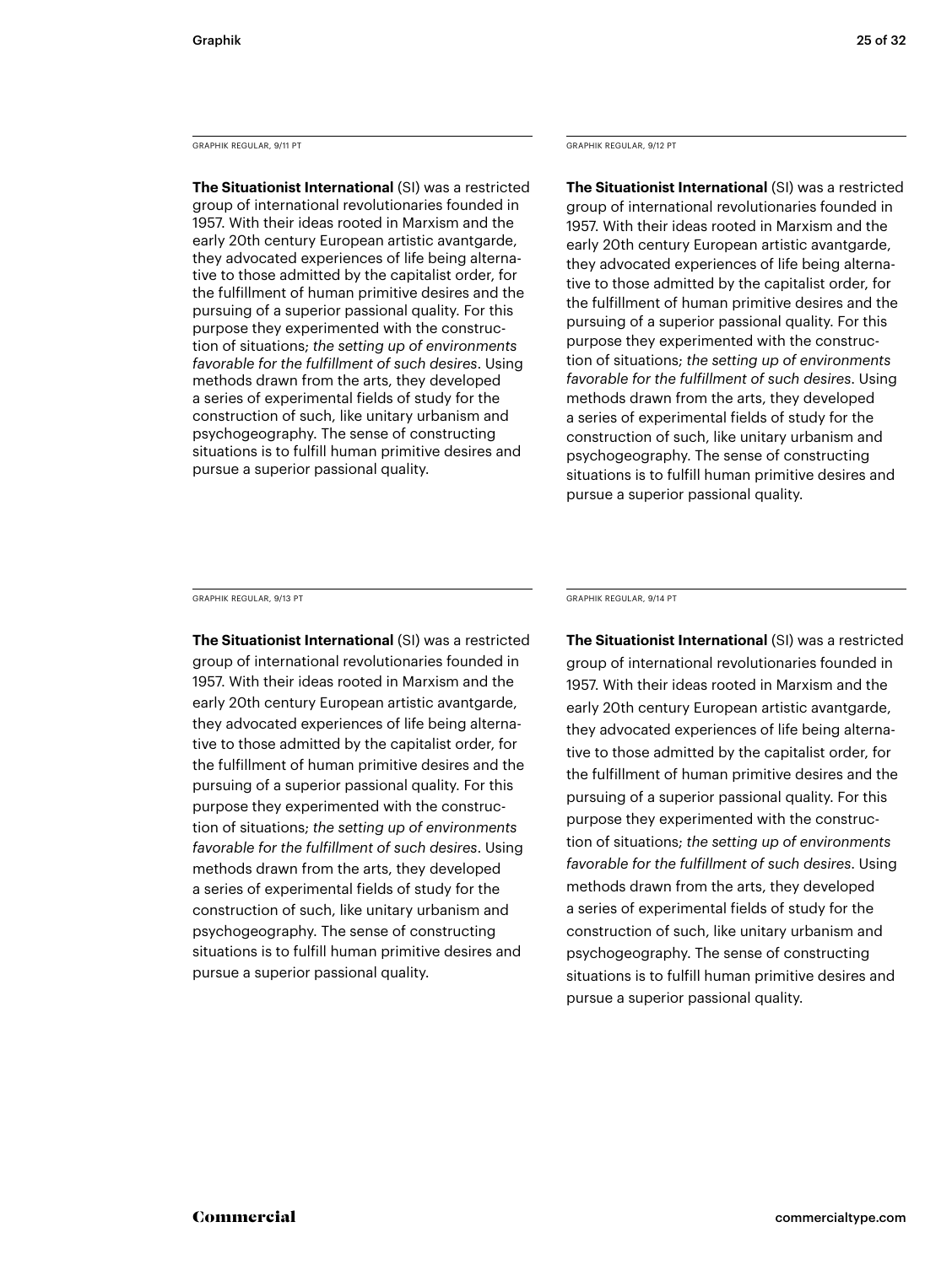GRAPHIK REGULAR, 9/11 PT

**The Situationist International** (SI) was a restricted group of international revolutionaries founded in 1957. With their ideas rooted in Marxism and the early 20th century European artistic avantgarde, they advocated experiences of life being alternative to those admitted by the capitalist order, for the fulfillment of human primitive desires and the pursuing of a superior passional quality. For this purpose they experimented with the construction of situations; *the setting up of environments favorable for the fulfillment of such desires*. Using methods drawn from the arts, they developed a series of experimental fields of study for the construction of such, like unitary urbanism and psychogeography. The sense of constructing situations is to fulfill human primitive desires and pursue a superior passional quality.

GRAPHIK REGULAR, 9/12 PT

**The Situationist International** (SI) was a restricted group of international revolutionaries founded in 1957. With their ideas rooted in Marxism and the early 20th century European artistic avantgarde, they advocated experiences of life being alternative to those admitted by the capitalist order, for the fulfillment of human primitive desires and the pursuing of a superior passional quality. For this purpose they experimented with the construction of situations; *the setting up of environments favorable for the fulfillment of such desires*. Using methods drawn from the arts, they developed a series of experimental fields of study for the construction of such, like unitary urbanism and psychogeography. The sense of constructing situations is to fulfill human primitive desires and pursue a superior passional quality.

GRAPHIK REGULAR, 9/13 PT

**The Situationist International** (SI) was a restricted group of international revolutionaries founded in 1957. With their ideas rooted in Marxism and the early 20th century European artistic avantgarde, they advocated experiences of life being alternative to those admitted by the capitalist order, for the fulfillment of human primitive desires and the pursuing of a superior passional quality. For this purpose they experimented with the construction of situations; *the setting up of environments favorable for the fulfillment of such desires*. Using methods drawn from the arts, they developed a series of experimental fields of study for the construction of such, like unitary urbanism and psychogeography. The sense of constructing situations is to fulfill human primitive desires and pursue a superior passional quality.

GRAPHIK REGULAR, 9/14 PT

**The Situationist International** (SI) was a restricted group of international revolutionaries founded in 1957. With their ideas rooted in Marxism and the early 20th century European artistic avantgarde, they advocated experiences of life being alternative to those admitted by the capitalist order, for the fulfillment of human primitive desires and the pursuing of a superior passional quality. For this purpose they experimented with the construction of situations; *the setting up of environments favorable for the fulfillment of such desires*. Using methods drawn from the arts, they developed a series of experimental fields of study for the construction of such, like unitary urbanism and psychogeography. The sense of constructing situations is to fulfill human primitive desires and pursue a superior passional quality.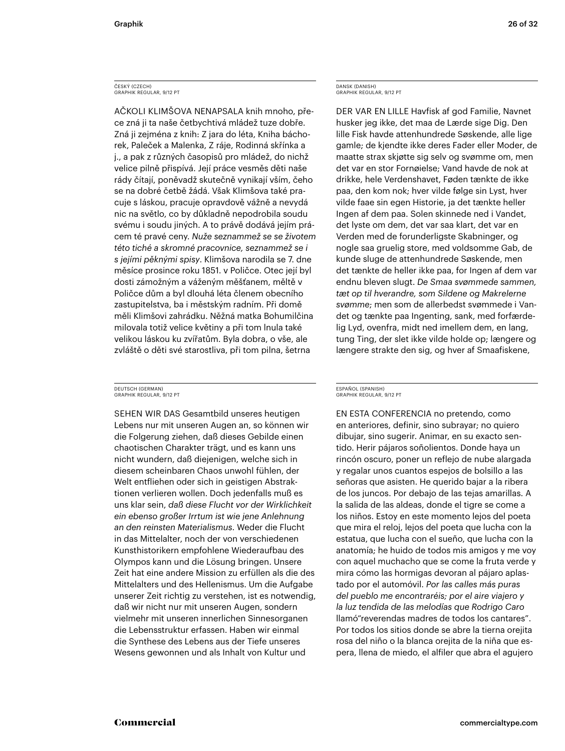ČESKÝ (CZECH)
GRAPHIK REGULAR, 9/12 PT

AČKOLI KLIMŠOVA NENAPSALA knih mnoho, přece zná ji ta naše četbychtivá mládež tuze dobře. Zná ji zejména z knih: Z jara do léta, Kniha báchorek, Paleček a Malenka, Z ráje, Rodinná skřínka a j., a pak z různých časopisů pro mládež, do nichž velice pilně přispívá. Její práce vesměs děti naše rády čítají, poněvadž skutečně vynikají vším, čeho se na dobré četbě žádá. Však Klimšova také pracuje s láskou, pracuje opravdově vážně a nevydá nic na světlo, co by důkladně nepodrobila soudu svému i soudu jiných. A to právě dodává jejím prácem té pravé ceny. *Nuže seznammež se se životem této tiché a skromné pracovnice, seznammež se i s jejími pěknými spisy*. Klimšova narodila se 7. dne měsíce prosince roku 1851. v Poličce. Otec její byl dosti zámožným a váženým měšťanem, měltě v Poličce dům a byl dlouhá léta členem obecního zastupitelstva, ba i městským radním. Při domě měli Klimšovi zahrádku. Něžná matka Bohumilčina milovala totiž velice květiny a při tom lnula také velikou láskou ku zvířatům. Byla dobra, o vše, ale zvláště o děti své starostliva, při tom pilna, šetrna

DANSK (DANISH)
GRAPHIK REGULAR, 9/12 PT

DER VAR EN LILLE Havfisk af god Familie, Navnet husker jeg ikke, det maa de Lærde sige Dig. Den lille Fisk havde attenhundrede Søskende, alle lige gamle; de kjendte ikke deres Fader eller Moder, de maatte strax skjøtte sig selv og svømme om, men det var en stor Fornøielse; Vand havde de nok at drikke, hele Verdenshavet, Føden tænkte de ikke paa, den kom nok; hver vilde følge sin Lyst, hver vilde faae sin egen Historie, ja det tænkte heller Ingen af dem paa. Solen skinnede ned i Vandet, det lyste om dem, det var saa klart, det var en Verden med de forunderligste Skabninger, og nogle saa gruelig store, med voldsomme Gab, de kunde sluge de attenhundrede Søskende, men det tænkte de heller ikke paa, for Ingen af dem var endnu bleven slugt. *De Smaa svømmede sammen, tæt op til hverandre, som Sildene og Makrelerne svømme*; men som de allerbedst svømmede i Vandet og tænkte paa Ingenting, sank, med forfærdelig Lyd, ovenfra, midt ned imellem dem, en lang, tung Ting, der slet ikke vilde holde op; længere og længere strakte den sig, og hver af Smaafiskene,

DEUTSCH (GERMAN)
GRAPHIK REGULAR, 9/12 PT

SEHEN WIR DAS Gesamtbild unseres heutigen Lebens nur mit unseren Augen an, so können wir die Folgerung ziehen, daß dieses Gebilde einen chaotischen Charakter trägt, und es kann uns nicht wundern, daß diejenigen, welche sich in diesem scheinbaren Chaos unwohl fühlen, der Welt entfliehen oder sich in geistigen Abstraktionen verlieren wollen. Doch jedenfalls muß es uns klar sein, *daß diese Flucht vor der Wirklichkeit ein ebenso großer Irrtum ist wie jene Anlehnung an den reinsten Materialismus*. Weder die Flucht in das Mittelalter, noch der von verschiedenen Kunsthistorikern empfohlene Wiederaufbau des Olympos kann und die Lösung bringen. Unsere Zeit hat eine andere Mission zu erfüllen als die des Mittelalters und des Hellenismus. Um die Aufgabe unserer Zeit richtig zu verstehen, ist es notwendig, daß wir nicht nur mit unseren Augen, sondern vielmehr mit unseren innerlichen Sinnesorganen die Lebensstruktur erfassen. Haben wir einmal die Synthese des Lebens aus der Tiefe unseres Wesens gewonnen und als Inhalt von Kultur und

ESPAÑOL (SPANISH)
GRAPHIK REGULAR, 9/12 PT

EN ESTA CONFERENCIA no pretendo, como en anteriores, definir, sino subrayar; no quiero dibujar, sino sugerir. Animar, en su exacto sentido. Herir pájaros soñolientos. Donde haya un rincón oscuro, poner un reflejo de nube alargada y regalar unos cuantos espejos de bolsillo a las señoras que asisten. He querido bajar a la ribera de los juncos. Por debajo de las tejas amarillas. A la salida de las aldeas, donde el tigre se come a los niños. Estoy en este momento lejos del poeta que mira el reloj, lejos del poeta que lucha con la estatua, que lucha con el sueño, que lucha con la anatomía; he huido de todos mis amigos y me voy con aquel muchacho que se come la fruta verde y mira cómo las hormigas devoran al pájaro aplastado por el automóvil. *Por las calles más puras del pueblo me encontraréis; por el aire viajero y la luz tendida de las melodías que Rodrigo Caro* llamó"reverendas madres de todos los cantares". Por todos los sitios donde se abre la tierna orejita rosa del niño o la blanca orejita de la niña que espera, llena de miedo, el alfiler que abra el agujero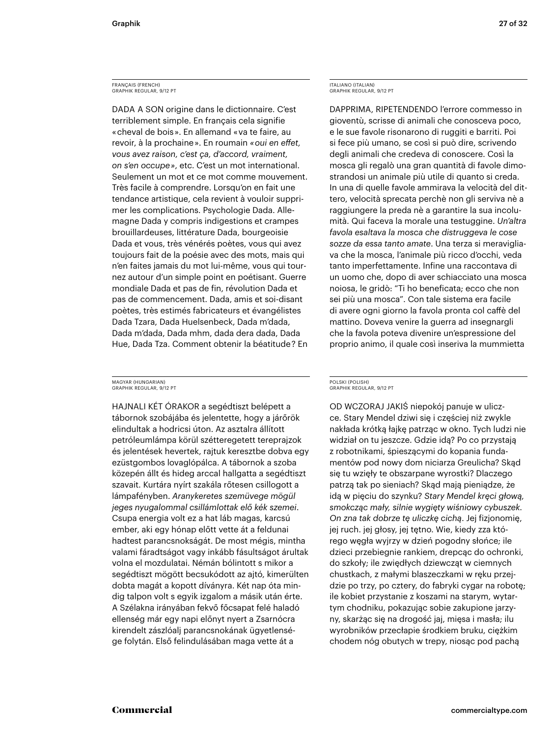FRANÇAIS (FRENCH)
GRAPHIK REGULAR, 9/12 PT

DADA A SON origine dans le dictionnaire. C'est terriblement simple. En français cela signifie «cheval de bois». En allemand «va te faire, au revoir, à la prochaine». En roumain *«oui en effet, vous avez raison, c'est ça, d'accord, vraiment, on s'en occupe»*, etc. C'est un mot international. Seulement un mot et ce mot comme mouvement. Très facile à comprendre. Lorsqu'on en fait une tendance artistique, cela revient à vouloir supprimer les complications. Psychologie Dada. Allemagne Dada y compris indigestions et crampes brouillardeuses, littérature Dada, bourgeoisie Dada et vous, très vénérés poètes, vous qui avez toujours fait de la poésie avec des mots, mais qui n'en faites jamais du mot lui-même, vous qui tournez autour d'un simple point en poétisant. Guerre mondiale Dada et pas de fin, révolution Dada et pas de commencement. Dada, amis et soi-disant poètes, très estimés fabricateurs et évangélistes Dada Tzara, Dada Huelsenbeck, Dada m'dada, Dada m'dada, Dada mhm, dada dera dada, Dada Hue, Dada Tza. Comment obtenir la béatitude? En

ITALIANO (ITALIAN)
GRAPHIK REGULAR, 9/12 PT

DAPPRIMA, RIPETENDENDO l'errore commesso in gioventù, scrisse di animali che conosceva poco, e le sue favole risonarono di ruggiti e barriti. Poi si fece più umano, se così si può dire, scrivendo degli animali che credeva di conoscere. Così la mosca gli regalò una gran quantità di favole dimostrandosi un animale più utile di quanto si creda. In una di quelle favole ammirava la velocità del dittero, velocità sprecata perchè non gli serviva nè a raggiungere la preda nè a garantire la sua incolumità. Qui faceva la morale una testuggine. *Un'altra favola esaltava la mosca che distruggeva le cose sozze da essa tanto amate*. Una terza si meravigliava che la mosca, l'animale più ricco d'occhi, veda tanto imperfettamente. Infine una raccontava di un uomo che, dopo di aver schiacciato una mosca noiosa, le gridò: "Ti ho beneficata; ecco che non sei più una mosca". Con tale sistema era facile di avere ogni giorno la favola pronta col caffè del mattino. Doveva venire la guerra ad insegnargli che la favola poteva divenire un'espressione del proprio animo, il quale così inseriva la mummietta

MAGYAR (HUNGARIAN)
GRAPHIK REGULAR, 9/12 PT

HAJNALI KÉT ÓRAKOR a segédtiszt belépett a tábornok szobájába és jelentette, hogy a járőrök elindultak a hodricsi úton. Az asztalra állított petróleumlámpa körül szétteregetett tereprajzok és jelentések hevertek, rajtuk keresztbe dobva egy ezüstgombos lovaglópálca. A tábornok a szoba közepén állt és hideg arccal hallgatta a segédtiszt szavait. Kurtára nyírt szakála rőtesen csillogott a lámpafényben. *Aranykeretes szemüvege mögül jeges nyugalommal csillámlottak elő kék szemei*. Csupa energia volt ez a hat láb magas, karcsú ember, aki egy hónap előtt vette át a feldunai hadtest parancsnokságát. De most mégis, mintha valami fáradtságot vagy inkább fásultságot árultak volna el mozdulatai. Némán bólintott s mikor a segédtiszt mögött becsukódott az ajtó, kimerülten dobta magát a kopott díványra. Két nap óta mindig talpon volt s egyik izgalom a másik után érte. A Szélakna irányában fekvő főcsapat felé haladó ellenség már egy napi előnyt nyert a Zsarnócra kirendelt zászlóalj parancsnokának ügyetlensége folytán. Első felindulásában maga vette át a

POLSKI (POLISH)
GRAPHIK REGULAR, 9/12 PT

OD WCZORAJ JAKIŚ niepokój panuje w uliczce. Stary Mendel dziwi się i częściej niż zwykle nakłada krótką łajkę patrząc w okno. Tych ludzi nie widział on tu jeszcze. Gdzie idą? Po co przystają z robotnikami, śpieszącymi do kopania fundamentów pod nowy dom niciarza Greulicha? Skąd się tu wzięły te obszarpane wyrostki? Dlaczego patrzą tak po sieniach? Skąd mają pieniądze, że idą w pięciu do szynku? *Stary Mendel kręci głową, smokcząc mały, silnie wygięty wiśniowy cybuszek. On zna tak dobrze tę uliczkę cichą*. Jej fizjonomię, jej ruch. jej głosy, jej tętno. Wie, kiedy zza którego węgła wyjrzy w dzień pogodny słońce; ile dzieci przebiegnie rankiem, drepcąc do ochronki, do szkoły; ile zwiędłych dziewcząt w ciemnych chustkach, z małymi blaszeczkami w ręku przejdzie po trzy, po cztery, do fabryki cygar na robotę; ile kobiet przystanie z koszami na starym, wytartym chodniku, pokazując sobie zakupione jarzyny, skarżąc się na drogość jaj, mięsa i masła; ilu wyrobników przecłapie środkiem bruku, ciężkim chodem nóg obutych w trepy, niosąc pod pachą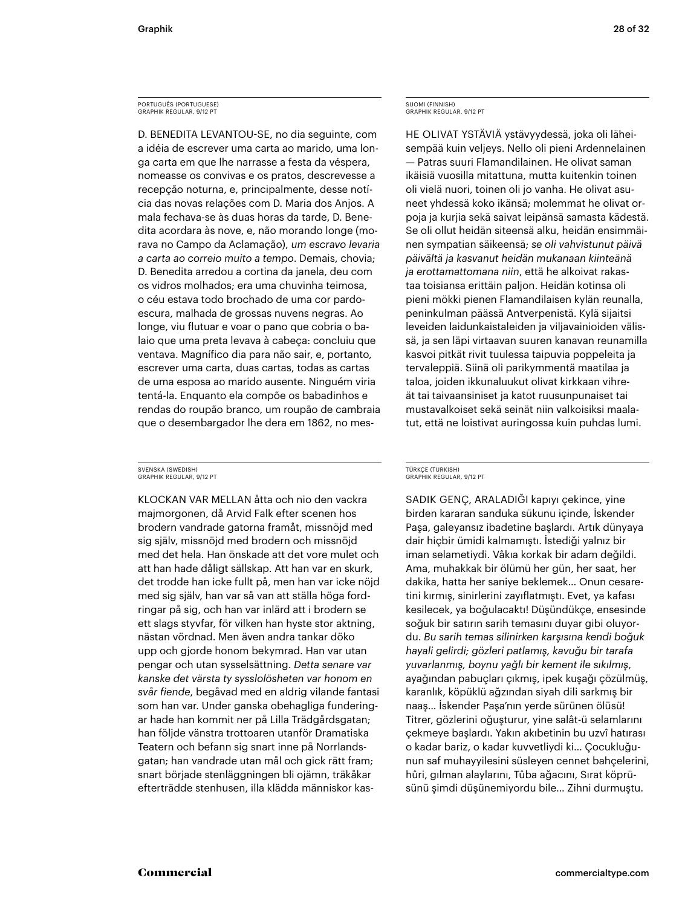PORTUGUÊS (PORTUGUESE)
GRAPHIK REGULAR, 9/12 PT

D. BENEDITA LEVANTOU-SE, no dia seguinte, com a idéia de escrever uma carta ao marido, uma longa carta em que lhe narrasse a festa da véspera, nomeasse os convivas e os pratos, descrevesse a recepção noturna, e, principalmente, desse notícia das novas relações com D. Maria dos Anjos. A mala fechava-se às duas horas da tarde, D. Benedita acordara às nove, e, não morando longe (morava no Campo da Aclamação), *um escravo levaria a carta ao correio muito a tempo*. Demais, chovia; D. Benedita arredou a cortina da janela, deu com os vidros molhados; era uma chuvinha teimosa, o céu estava todo brochado de uma cor pardo-escura, malhada de grossas nuvens negras. Ao longe, viu flutuar e voar o pano que cobria o balaio que uma preta levava à cabeça: concluiu que ventava. Magnífico dia para não sair, e, portanto, escrever uma carta, duas cartas, todas as cartas de uma esposa ao marido ausente. Ninguém viria tentá-la. Enquanto ela compõe os babadinhos e rendas do roupão branco, um roupão de cambraia que o desembargador lhe dera em 1862, no mes-

SUOMI (FINNISH)
GRAPHIK REGULAR, 9/12 PT

HE OLIVAT YSTÄVIÄ ystävyydessä, joka oli läheisempää kuin veljeys. Nello oli pieni Ardennelainen — Patras suuri Flamandilainen. He olivat saman ikäisiä vuosilla mitattuna, mutta kuitenkin toinen oli vielä nuori, toinen oli jo vanha. He olivat asuneet yhdessä koko ikänsä; molemmat he olivat orpoja ja kurjia sekä saivat leipänsä samasta kädestä. Se oli ollut heidän siteensä alku, heidän ensimmäinen sympatian säikeensä; *se oli vahvistunut päivä päivältä ja kasvanut heidän mukanaan kiinteänä ja erottamattomana niin*, että he alkoivat rakastaa toisiansa erittäin paljon. Heidän kotinsa oli pieni mökki pienen Flamandilaisen kylän reunalla, peninkulman päässä Antverpenistä. Kylä sijaitsi leveiden laidunkaistaleiden ja viljavainioiden välissä, ja sen läpi virtaavan suuren kanavan reunamilla kasvoi pitkät rivit tuulessa taipuvia poppeleita ja tervaleppiä. Siinä oli parikymmentä maatilaa ja taloa, joiden ikkunaluukut olivat kirkkaan vihreät tai taivaansiniset ja katot ruusunpunaiset tai mustavalkoiset sekä seinät niin valkoisiksi maalatut, että ne loistivat auringossa kuin puhdas lumi.

SVENSKA (SWEDISH)
GRAPHIK REGULAR, 9/12 PT

KLOCKAN VAR MELLAN åtta och nio den vackra majmorgonen, då Arvid Falk efter scenen hos brodern vandrade gatorna framåt, missnöjd med sig själv, missnöjd med brodern och missnöjd med det hela. Han önskade att det vore mulet och att han hade dåligt sällskap. Att han var en skurk, det trodde han icke fullt på, men han var icke nöjd med sig själv, han var så van att ställa höga fordringar på sig, och han var inlärd att i brodern se ett slags styvfar, för vilken han hyste stor aktning, nästan vördnad. Men även andra tankar döko upp och gjorde honom bekymrad. Han var utan pengar och utan sysselsättning. *Detta senare var kanske det värsta ty sysslolösheten var honom en svår fiende*, begåvad med en aldrig vilande fantasi som han var. Under ganska obehagliga funderingar hade han kommit ner på Lilla Trädgårdsgatan; han följde vänstra trottoaren utanför Dramatiska Teatern och befann sig snart inne på Norrlandsgatan; han vandrade utan mål och gick rätt fram; snart började stenläggningen bli ojämn, träkåkar efterträdde stenhusen, illa klädda människor kas-

TÜRKÇE (TURKISH)
GRAPHIK REGULAR, 9/12 PT

SADIK GENÇ, ARALADIĞI kapıyı çekince, yine birden kararan sanduka sükunu içinde, İskender Paşa, galeyansız ibadetine başlardı. Artık dünyaya dair hiçbir ümidi kalmamıştı. İstediği yalnız bir iman selametiydi. Vâkıa korkak bir adam değildi. Ama, muhakkak bir ölümü her gün, her saat, her dakika, hatta her saniye beklemek… Onun cesaretini kırmış, sinirlerini zayıflatmıştı. Evet, ya kafası kesilecek, ya boğulacaktı! Düşündükçe, ensesinde soğuk bir satırın sarih temasını duyar gibi oluyordu. *Bu sarih temas silinirken karşısına kendi boğuk hayali gelirdi; gözleri patlamış, kavuğu bir tarafa yuvarlanmış, boynu yağlı bir kement ile sıkılmış*, ayağından pabuçları çıkmış, ipek kuşağı çözülmüş, karanlık, köpüklü ağzından siyah dili sarkmış bir naaş… İskender Paşa'nın yerde sürünen ölüsü! Titrer, gözlerini oğuşturur, yine salât-ü selamlarını çekmeye başlardı. Yakın akıbetinin bu uzvî hatırası o kadar bariz, o kadar kuvvetliydi ki… Çocukluğunun saf muhayyilesini süsleyen cennet bahçelerini, hûri, gılman alaylarını, Tûba ağacını, Sırat köprüsünü şimdi düşünemiyordu bile… Zihni durmuştu.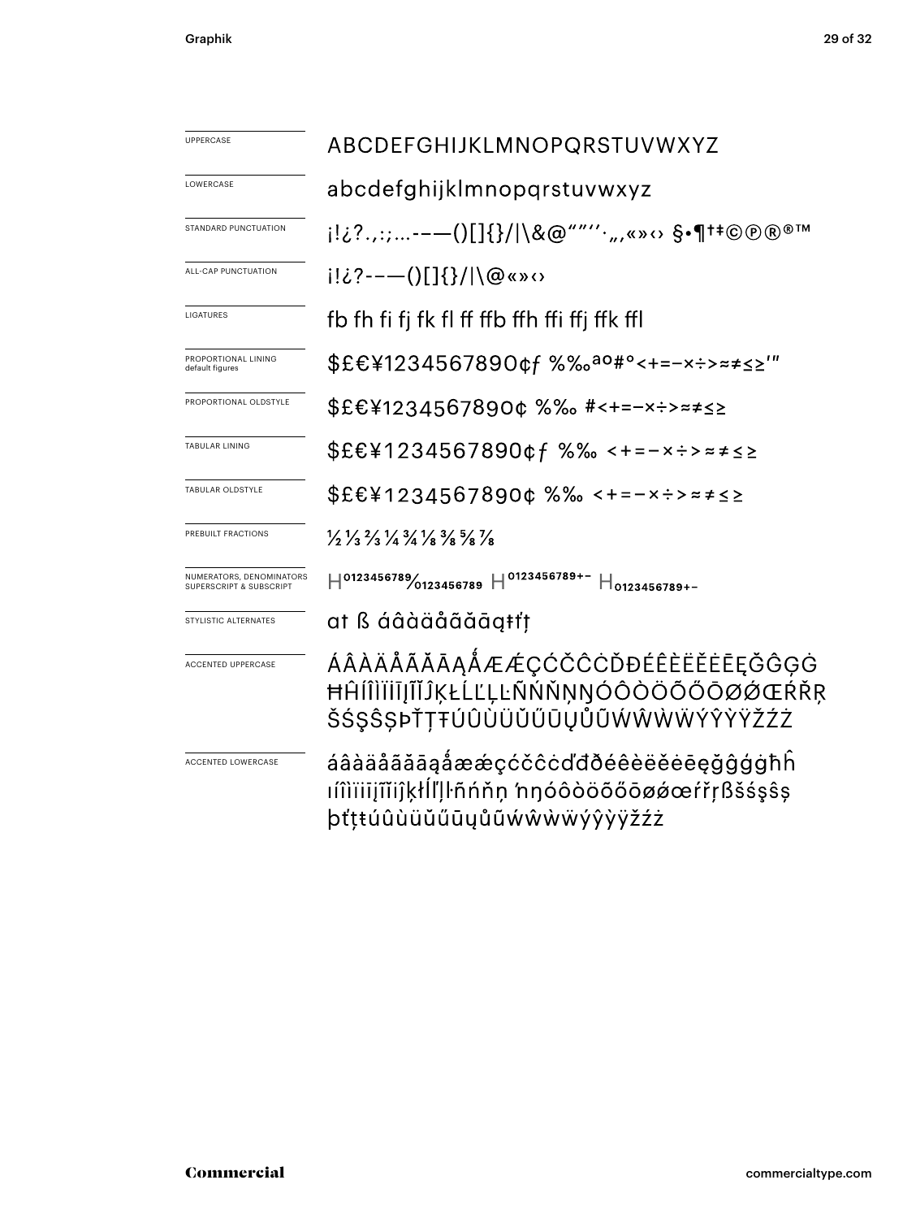| | |
|---|---|
| UPPERCASE | ABCDEFGHIJKLMNOPQRSTUVWXYZ |
| LOWERCASE | abcdefghijklmnopqrstuvwxyz |
| STANDARD PUNCTUATION | ¡!¿?.,:;…-–—()[]{}/\|\&@“”‘’·„‚«»‹› §•¶†‡©℗®™ |
| ALL-CAP PUNCTUATION | ¡!¿?-–—()[]{}/\|\@«»‹› |
| LIGATURES | fb fh fi fj fk fl ff ffb ffh ffi ffj ffk ffl |
| PROPORTIONAL LINING default figures | $£€¥1234567890¢ƒ %‰ªº#°<+=−×÷>≈≠≤≥′″ |
| PROPORTIONAL OLDSTYLE | $£€¥1234567890¢ %‰ #<+=−×÷>≈≠≤≥ |
| TABULAR LINING | $£€¥1234567890¢ƒ %‰ <+=−×÷>≈≠≤≥ |
| TABULAR OLDSTYLE | $£€¥1234567890¢ %‰ <+=−×÷>≈≠≤≥ |
| PREBUILT FRACTIONS | ½ ⅓ ⅔ ¼ ¾ ⅛ ⅜ ⅝ ⅞ |
| NUMERATORS, DENOMINATORS SUPERSCRIPT & SUBSCRIPT | $H^{0123456789}/_{0123456789}$ $H^{0123456789+-}$ $H_{0123456789+-}$ |
| STYLISTIC ALTERNATES | ɑt ß áâàäåãăāąŧťţ |
| ACCENTED UPPERCASE | ÁÂÀÄÅÃĂĀĄǺÆǼÇĆČĈĊĎĐÉÊÈËĚĖĒĘĞĜĢĠĦĤÍÎÌÏİĪĮĨĬĴĶŁĹĽĻĿÑŃŇŅŊÓÔÒÖÕŐŌØǾŒŔŘŖŠŚŞŜȘÞŤŢŦÚÛÙÜŬŰŪŲŮŨẂŴẀẄÝŶỲŸŽŹŻ |
| ACCENTED LOWERCASE | áâàäåãăāąǻæǽçćčĉċďđðéêèëěėēęğĝģġħĥıíîìïīįĩĭĵķłĺľļŀñńňņŉŋóôòöõőōøǿœŕřŗßšśşŝșþťţŧúûùüŭűūųůũẃŵẁẅýŷỳÿžźż |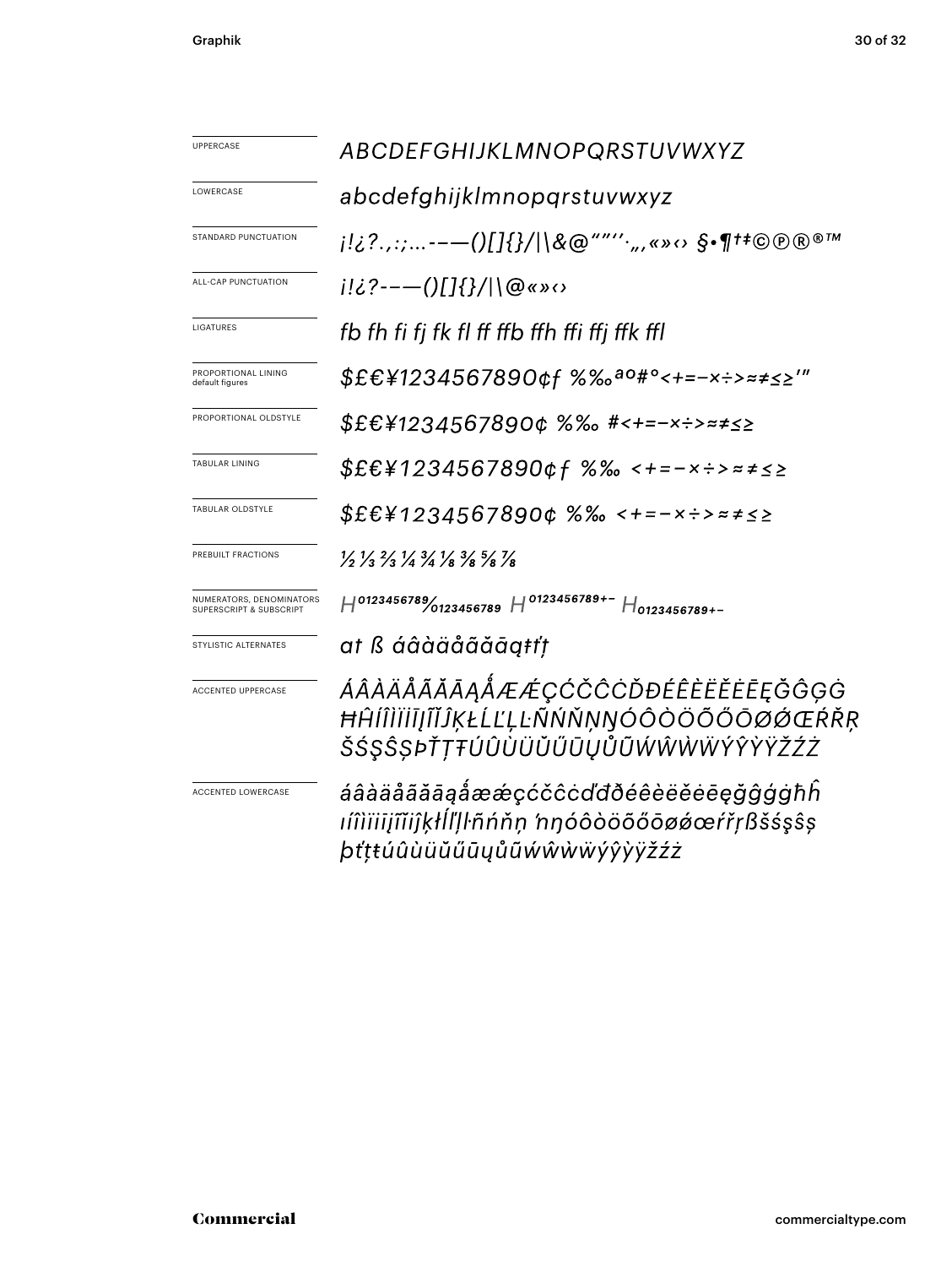| | |
|---|---|
| UPPERCASE | *ABCDEFGHIJKLMNOPQRSTUVWXYZ* |
| LOWERCASE | *abcdefghijklmnopqrstuvwxyz* |
| STANDARD PUNCTUATION | *¡!¿?.,:;...-–—()[]{}/\|\&@“”‘’·„‚«»‹› §•¶†‡©℗®®™* |
| ALL-CAP PUNCTUATION | *¡!¿?-–—()[]{}/\|\@«»‹›* |
| LIGATURES | *fb fh fi fj fk fl ff ffb ffh ffi ffj ffk ffl* |
| PROPORTIONAL LINING default figures | *$£€¥1234567890¢ƒ %‰ªº#°<+=−×÷>≈≠≤≥'"* |
| PROPORTIONAL OLDSTYLE | *$£€¥1234567890¢ %‰ #<+=−×÷>≈≠≤≥* |
| TABULAR LINING | *$£€¥1234567890¢ƒ %‰ <+=−×÷>≈≠≤≥* |
| TABULAR OLDSTYLE | *$£€¥1234567890¢ %‰ <+=−×÷>≈≠≤≥* |
| PREBUILT FRACTIONS | *½ ⅓ ⅔ ¼ ¾ ⅛ ⅜ ⅝ ⅞* |
| NUMERATORS, DENOMINATORS SUPERSCRIPT & SUBSCRIPT | *H⁰¹²³⁴⁵⁶⁷⁸⁹⁄₀₁₂₃₄₅₆₇₈₉ H⁰¹²³⁴⁵⁶⁷⁸⁹⁺⁻ H₀₁₂₃₄₅₆₇₈₉₊₋* |
| STYLISTIC ALTERNATES | *at ß áâàäåãăāąŧťţ* |
| ACCENTED UPPERCASE | *ÁÂÀÄÅÃĂĀĄǺÆǼÇĆČĈĊĎĐÉÊÈËĚĖĒĘĞĜĢĠĦĤÍÎÌÏİĪĮĨĬĴĶŁĹĽĻĿÑŃŇŅŊÓÔÒÖÕŐŌØǾŒŔŘŖŠŚŞŜȘÞŤŢŦÚÛÙÜŬŰŪŲŮŨẂŴẀẄÝŶỲŸŽŹŻ* |
| ACCENTED LOWERCASE | *áâàäåãăāąǻæǽçćčĉċďđðéêèëěėēęğĝģġħĥıíîìïiīįĩĭĵķłĺľļŀñńňņŉŋóôòöõőōøǿœŕřŗßšśşŝșþťţŧúûùüŭűūųůũẃŵẁẅýŷỳÿžźż* |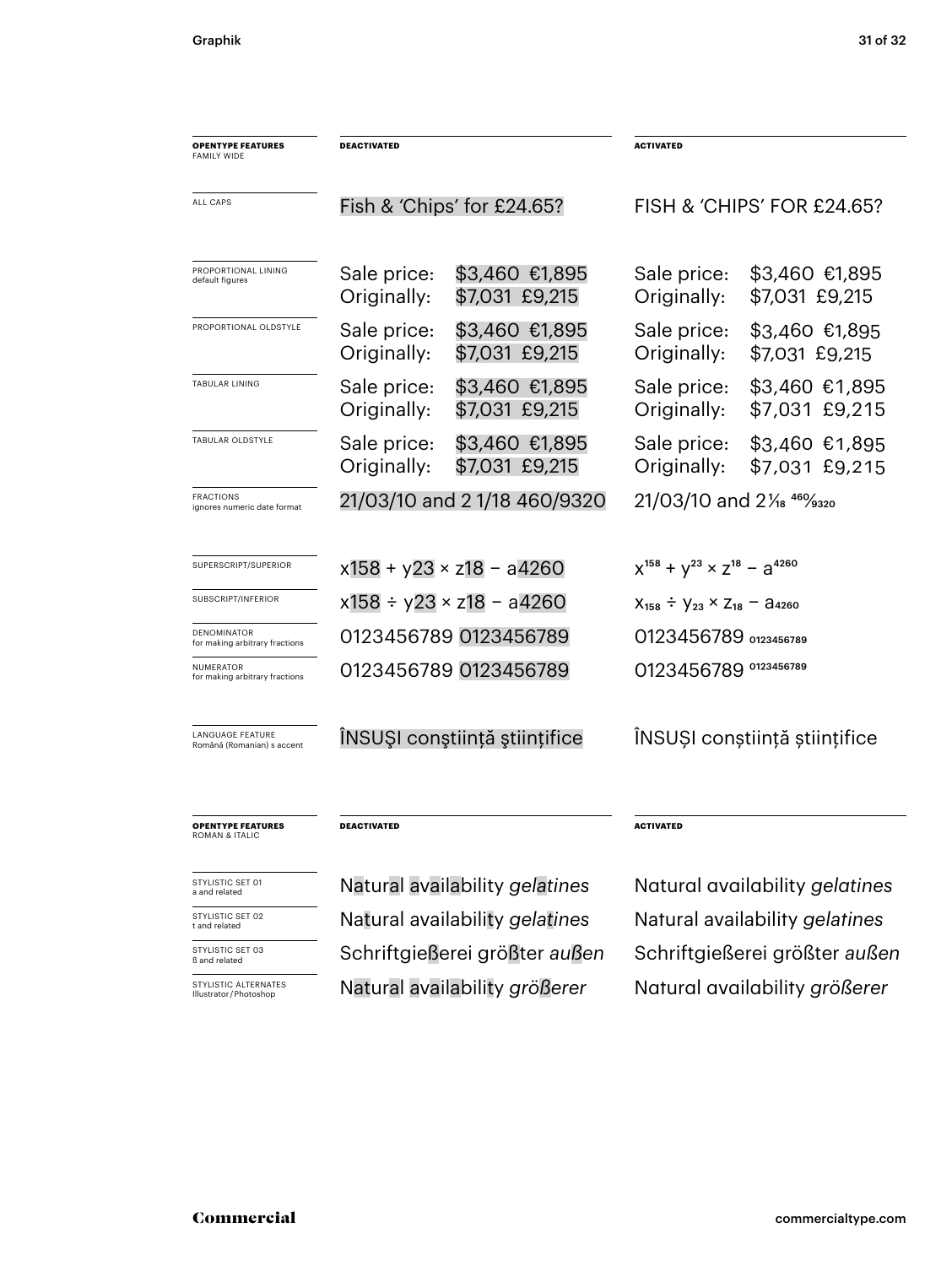| OPENTYPE FEATURES FAMILY WIDE | DEACTIVATED | ACTIVATED |
| --- | --- | --- |
| ALL CAPS | Fish & 'Chips' for £24.65? | FISH & 'CHIPS' FOR £24.65? |
| PROPORTIONAL LINING default figures | Sale price: $3,460 €1,895 Originally: $7,031 £9,215 | Sale price: $3,460 €1,895 Originally: $7,031 £9,215 |
| PROPORTIONAL OLDSTYLE | Sale price: $3,460 €1,895 Originally: $7,031 £9,215 | Sale price: $3,460 €1,895 Originally: $7,031 £9,215 |
| TABULAR LINING | Sale price: $3,460 €1,895 Originally: $7,031 £9,215 | Sale price: $3,460 €1,895 Originally: $7,031 £9,215 |
| TABULAR OLDSTYLE | Sale price: $3,460 €1,895 Originally: $7,031 £9,215 | Sale price: $3,460 €1,895 Originally: $7,031 £9,215 |
| FRACTIONS ignores numeric date format | 21/03/10 and 2 1/18 460/9320 | 21/03/10 and 2 1⁄18 460⁄9320 |
| SUPERSCRIPT/SUPERIOR | x158 + y23 × z18 − a4260 | $x^{158} + y^{23} \times z^{18} - a^{4260}$ |
| SUBSCRIPT/INFERIOR | x158 ÷ y23 × z18 − a4260 | $x_{158} \div y_{23} \times z_{18} - a_{4260}$ |
| DENOMINATOR for making arbitrary fractions | 0123456789 0123456789 | 0123456789 $_{0123456789}$ |
| NUMERATOR for making arbitrary fractions | 0123456789 0123456789 | 0123456789 $^{0123456789}$ |
| LANGUAGE FEATURE Română (Romanian) s accent | ÎNSUŞI conştiinţă ştiinţifice | ÎNSUȘI conștiință științifice |

| OPENTYPE FEATURES ROMAN & ITALIC | DEACTIVATED | ACTIVATED |
| --- | --- | --- |
| STYLISTIC SET 01 a and related | Natural availability *gelatines* | Natural availability *gelatines* |
| STYLISTIC SET 02 t and related | Natural availability *gelatines* | Natural availability *gelatines* |
| STYLISTIC SET 03 ß and related | Schriftgießerei größter *außen* | Schriftgießerei größter *außen* |
| STYLISTIC ALTERNATES Illustrator/Photoshop | Natural availability *größerer* | Natural availability *größerer* |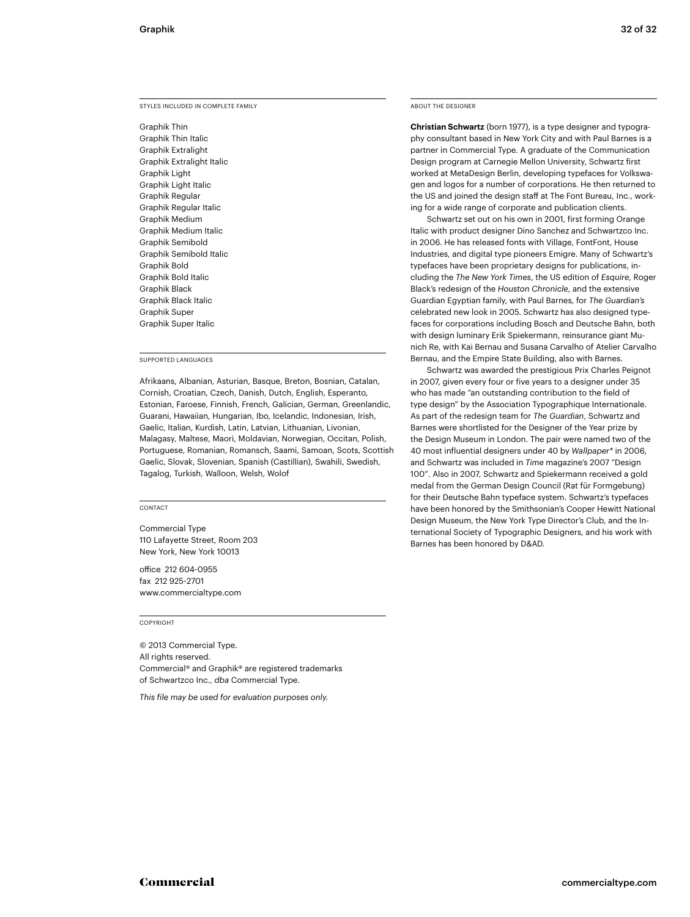## STYLES INCLUDED IN COMPLETE FAMILY

Graphik Thin
Graphik Thin Italic
Graphik Extralight
Graphik Extralight Italic
Graphik Light
Graphik Light Italic
Graphik Regular
Graphik Regular Italic
Graphik Medium
Graphik Medium Italic
Graphik Semibold
Graphik Semibold Italic
Graphik Bold
Graphik Bold Italic
Graphik Black
Graphik Black Italic
Graphik Super
Graphik Super Italic

## SUPPORTED LANGUAGES

Afrikaans, Albanian, Asturian, Basque, Breton, Bosnian, Catalan, Cornish, Croatian, Czech, Danish, Dutch, English, Esperanto, Estonian, Faroese, Finnish, French, Galician, German, Greenlandic, Guarani, Hawaiian, Hungarian, Ibo, Icelandic, Indonesian, Irish, Gaelic, Italian, Kurdish, Latin, Latvian, Lithuanian, Livonian, Malagasy, Maltese, Maori, Moldavian, Norwegian, Occitan, Polish, Portuguese, Romanian, Romansch, Saami, Samoan, Scots, Scottish Gaelic, Slovak, Slovenian, Spanish (Castillian), Swahili, Swedish, Tagalog, Turkish, Walloon, Welsh, Wolof

## CONTACT

Commercial Type
110 Lafayette Street, Room 203
New York, New York 10013

office 212 604-0955
fax 212 925-2701
www.commercialtype.com

## COPYRIGHT

© 2013 Commercial Type.
All rights reserved.
Commercial® and Graphik® are registered trademarks of Schwartzco Inc., *dba* Commercial Type.

*This file may be used for evaluation purposes only.*

## ABOUT THE DESIGNER

**Christian Schwartz** (born 1977), is a type designer and typography consultant based in New York City and with Paul Barnes is a partner in Commercial Type. A graduate of the Communication Design program at Carnegie Mellon University, Schwartz first worked at MetaDesign Berlin, developing typefaces for Volkswagen and logos for a number of corporations. He then returned to the US and joined the design staff at The Font Bureau, Inc., working for a wide range of corporate and publication clients.

Schwartz set out on his own in 2001, first forming Orange Italic with product designer Dino Sanchez and Schwartzco Inc. in 2006. He has released fonts with Village, FontFont, House Industries, and digital type pioneers Emigre. Many of Schwartz's typefaces have been proprietary designs for publications, including *The New York Times*, the US edition of *Esquire*, Roger Black's redesign of the *Houston Chronicle*, and the extensive Guardian Egyptian family, with Paul Barnes, for *The Guardian's* celebrated new look in 2005. Schwartz has also designed typefaces for corporations including Bosch and Deutsche Bahn, both with design luminary Erik Spiekermann, reinsurance giant Munich Re, with Kai Bernau and Susana Carvalho of Atelier Carvalho Bernau, and the Empire State Building, also with Barnes.

Schwartz was awarded the prestigious Prix Charles Peignot in 2007, given every four or five years to a designer under 35 who has made "an outstanding contribution to the field of type design" by the Association Typographique Internationale. As part of the redesign team for *The Guardian*, Schwartz and Barnes were shortlisted for the Designer of the Year prize by the Design Museum in London. The pair were named two of the 40 most influential designers under 40 by *Wallpaper** in 2006, and Schwartz was included in *Time* magazine's 2007 "Design 100". Also in 2007, Schwartz and Spiekermann received a gold medal from the German Design Council (Rat für Formgebung) for their Deutsche Bahn typeface system. Schwartz's typefaces have been honored by the Smithsonian's Cooper Hewitt National Design Museum, the New York Type Director's Club, and the International Society of Typographic Designers, and his work with Barnes has been honored by D&AD.